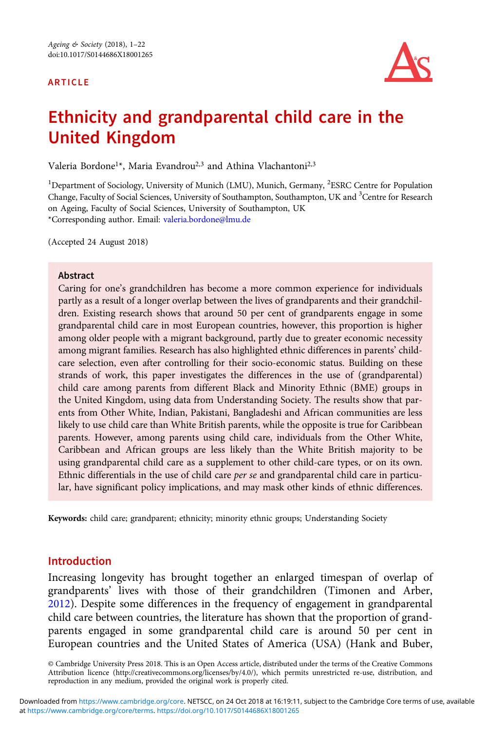ARTICLE

# Ethnicity and grandparental child care in the United Kingdom

Valeria Bordone[1]*, Maria Evandrou[2,3] and Athina Vlachantoni[2,3]

[1]Department of Sociology, University of Munich (LMU), Munich, Germany, [2]ESRC Centre for Population Change, Faculty of Social Sciences, University of Southampton, Southampton, UK and [3]Centre for Research on Ageing, Faculty of Social Sciences, University of Southampton, UK
*Corresponding author. Email: valeria.bordone@lmu.de

(Accepted 24 August 2018)

## Abstract

Caring for one's grandchildren has become a more common experience for individuals partly as a result of a longer overlap between the lives of grandparents and their grandchildren. Existing research shows that around 50 per cent of grandparents engage in some grandparental child care in most European countries, however, this proportion is higher among older people with a migrant background, partly due to greater economic necessity among migrant families. Research has also highlighted ethnic differences in parents' child-care selection, even after controlling for their socio-economic status. Building on these strands of work, this paper investigates the differences in the use of (grandparental) child care among parents from different Black and Minority Ethnic (BME) groups in the United Kingdom, using data from Understanding Society. The results show that parents from Other White, Indian, Pakistani, Bangladeshi and African communities are less likely to use child care than White British parents, while the opposite is true for Caribbean parents. However, among parents using child care, individuals from the Other White, Caribbean and African groups are less likely than the White British majority to be using grandparental child care as a supplement to other child-care types, or on its own. Ethnic differentials in the use of child care *per se* and grandparental child care in particular, have significant policy implications, and may mask other kinds of ethnic differences.

**Keywords:** child care; grandparent; ethnicity; minority ethnic groups; Understanding Society

## Introduction

Increasing longevity has brought together an enlarged timespan of overlap of grandparents' lives with those of their grandchildren (Timonen and Arber, 2012). Despite some differences in the frequency of engagement in grandparental child care between countries, the literature has shown that the proportion of grandparents engaged in some grandparental child care is around 50 per cent in European countries and the United States of America (USA) (Hank and Buber,

© Cambridge University Press 2018. This is an Open Access article, distributed under the terms of the Creative Commons Attribution licence (http://creativecommons.org/licenses/by/4.0/), which permits unrestricted re-use, distribution, and reproduction in any medium, provided the original work is properly cited.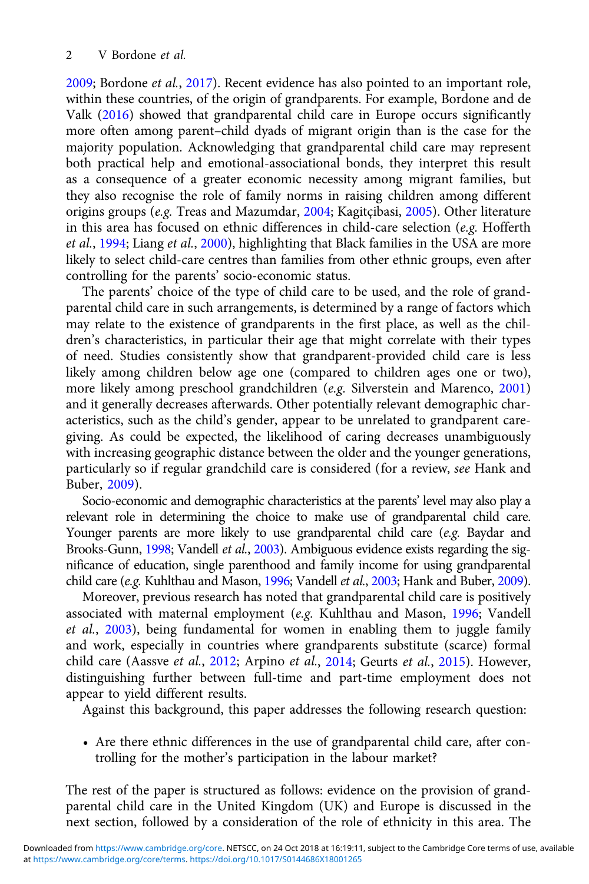2009; Bordone *et al.*, 2017). Recent evidence has also pointed to an important role, within these countries, of the origin of grandparents. For example, Bordone and de Valk (2016) showed that grandparental child care in Europe occurs significantly more often among parent–child dyads of migrant origin than is the case for the majority population. Acknowledging that grandparental child care may represent both practical help and emotional-associational bonds, they interpret this result as a consequence of a greater economic necessity among migrant families, but they also recognise the role of family norms in raising children among different origins groups (*e.g.* Treas and Mazumdar, 2004; Kagitçibasi, 2005). Other literature in this area has focused on ethnic differences in child-care selection (*e.g.* Hofferth *et al.*, 1994; Liang *et al.*, 2000), highlighting that Black families in the USA are more likely to select child-care centres than families from other ethnic groups, even after controlling for the parents' socio-economic status.

The parents' choice of the type of child care to be used, and the role of grandparental child care in such arrangements, is determined by a range of factors which may relate to the existence of grandparents in the first place, as well as the children's characteristics, in particular their age that might correlate with their types of need. Studies consistently show that grandparent-provided child care is less likely among children below age one (compared to children ages one or two), more likely among preschool grandchildren (*e.g.* Silverstein and Marenco, 2001) and it generally decreases afterwards. Other potentially relevant demographic characteristics, such as the child's gender, appear to be unrelated to grandparent caregiving. As could be expected, the likelihood of caring decreases unambiguously with increasing geographic distance between the older and the younger generations, particularly so if regular grandchild care is considered (for a review, *see* Hank and Buber, 2009).

Socio-economic and demographic characteristics at the parents' level may also play a relevant role in determining the choice to make use of grandparental child care. Younger parents are more likely to use grandparental child care (*e.g.* Baydar and Brooks-Gunn, 1998; Vandell *et al.*, 2003). Ambiguous evidence exists regarding the significance of education, single parenthood and family income for using grandparental child care (*e.g.* Kuhlthau and Mason, 1996; Vandell *et al.*, 2003; Hank and Buber, 2009).

Moreover, previous research has noted that grandparental child care is positively associated with maternal employment (*e.g.* Kuhlthau and Mason, 1996; Vandell *et al.*, 2003), being fundamental for women in enabling them to juggle family and work, especially in countries where grandparents substitute (scarce) formal child care (Aassve *et al.*, 2012; Arpino *et al.*, 2014; Geurts *et al.*, 2015). However, distinguishing further between full-time and part-time employment does not appear to yield different results.

Against this background, this paper addresses the following research question:

- Are there ethnic differences in the use of grandparental child care, after controlling for the mother's participation in the labour market?

The rest of the paper is structured as follows: evidence on the provision of grandparental child care in the United Kingdom (UK) and Europe is discussed in the next section, followed by a consideration of the role of ethnicity in this area. The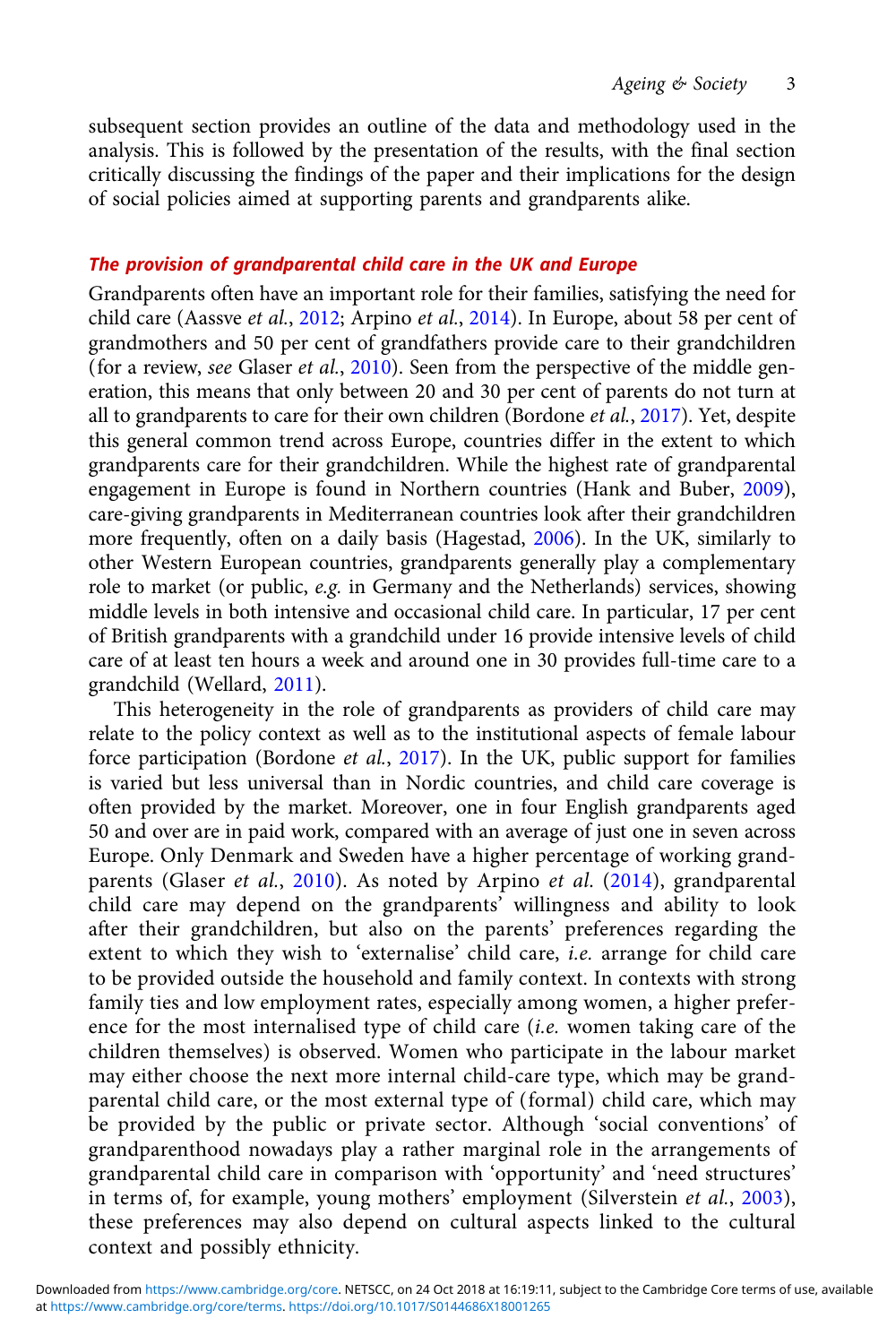subsequent section provides an outline of the data and methodology used in the analysis. This is followed by the presentation of the results, with the final section critically discussing the findings of the paper and their implications for the design of social policies aimed at supporting parents and grandparents alike.

## The provision of grandparental child care in the UK and Europe

Grandparents often have an important role for their families, satisfying the need for child care (Aassve *et al.*, 2012; Arpino *et al.*, 2014). In Europe, about 58 per cent of grandmothers and 50 per cent of grandfathers provide care to their grandchildren (for a review, *see* Glaser *et al.*, 2010). Seen from the perspective of the middle generation, this means that only between 20 and 30 per cent of parents do not turn at all to grandparents to care for their own children (Bordone *et al.*, 2017). Yet, despite this general common trend across Europe, countries differ in the extent to which grandparents care for their grandchildren. While the highest rate of grandparental engagement in Europe is found in Northern countries (Hank and Buber, 2009), care-giving grandparents in Mediterranean countries look after their grandchildren more frequently, often on a daily basis (Hagestad, 2006). In the UK, similarly to other Western European countries, grandparents generally play a complementary role to market (or public, *e.g.* in Germany and the Netherlands) services, showing middle levels in both intensive and occasional child care. In particular, 17 per cent of British grandparents with a grandchild under 16 provide intensive levels of child care of at least ten hours a week and around one in 30 provides full-time care to a grandchild (Wellard, 2011).

This heterogeneity in the role of grandparents as providers of child care may relate to the policy context as well as to the institutional aspects of female labour force participation (Bordone *et al.*, 2017). In the UK, public support for families is varied but less universal than in Nordic countries, and child care coverage is often provided by the market. Moreover, one in four English grandparents aged 50 and over are in paid work, compared with an average of just one in seven across Europe. Only Denmark and Sweden have a higher percentage of working grandparents (Glaser *et al.*, 2010). As noted by Arpino *et al.* (2014), grandparental child care may depend on the grandparents' willingness and ability to look after their grandchildren, but also on the parents' preferences regarding the extent to which they wish to 'externalise' child care, *i.e.* arrange for child care to be provided outside the household and family context. In contexts with strong family ties and low employment rates, especially among women, a higher preference for the most internalised type of child care (*i.e.* women taking care of the children themselves) is observed. Women who participate in the labour market may either choose the next more internal child-care type, which may be grandparental child care, or the most external type of (formal) child care, which may be provided by the public or private sector. Although 'social conventions' of grandparenthood nowadays play a rather marginal role in the arrangements of grandparental child care in comparison with 'opportunity' and 'need structures' in terms of, for example, young mothers' employment (Silverstein *et al.*, 2003), these preferences may also depend on cultural aspects linked to the cultural context and possibly ethnicity.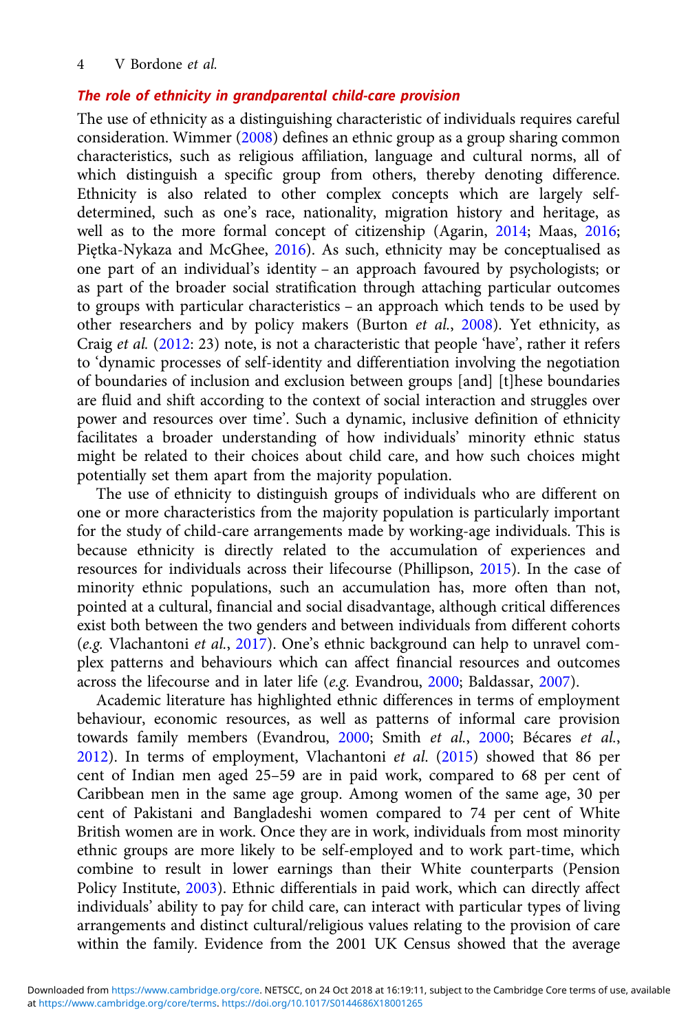### *The role of ethnicity in grandparental child-care provision*

The use of ethnicity as a distinguishing characteristic of individuals requires careful consideration. Wimmer (2008) defines an ethnic group as a group sharing common characteristics, such as religious affiliation, language and cultural norms, all of which distinguish a specific group from others, thereby denoting difference. Ethnicity is also related to other complex concepts which are largely self-determined, such as one's race, nationality, migration history and heritage, as well as to the more formal concept of citizenship (Agarin, 2014; Maas, 2016; Piętka-Nykaza and McGhee, 2016). As such, ethnicity may be conceptualised as one part of an individual's identity – an approach favoured by psychologists; or as part of the broader social stratification through attaching particular outcomes to groups with particular characteristics – an approach which tends to be used by other researchers and by policy makers (Burton *et al.*, 2008). Yet ethnicity, as Craig *et al.* (2012: 23) note, is not a characteristic that people 'have', rather it refers to 'dynamic processes of self-identity and differentiation involving the negotiation of boundaries of inclusion and exclusion between groups [and] [t]hese boundaries are fluid and shift according to the context of social interaction and struggles over power and resources over time'. Such a dynamic, inclusive definition of ethnicity facilitates a broader understanding of how individuals' minority ethnic status might be related to their choices about child care, and how such choices might potentially set them apart from the majority population.

The use of ethnicity to distinguish groups of individuals who are different on one or more characteristics from the majority population is particularly important for the study of child-care arrangements made by working-age individuals. This is because ethnicity is directly related to the accumulation of experiences and resources for individuals across their lifecourse (Phillipson, 2015). In the case of minority ethnic populations, such an accumulation has, more often than not, pointed at a cultural, financial and social disadvantage, although critical differences exist both between the two genders and between individuals from different cohorts (*e.g.* Vlachantoni *et al.*, 2017). One's ethnic background can help to unravel complex patterns and behaviours which can affect financial resources and outcomes across the lifecourse and in later life (*e.g.* Evandrou, 2000; Baldassar, 2007).

Academic literature has highlighted ethnic differences in terms of employment behaviour, economic resources, as well as patterns of informal care provision towards family members (Evandrou, 2000; Smith *et al.*, 2000; Bécares *et al.*, 2012). In terms of employment, Vlachantoni *et al.* (2015) showed that 86 per cent of Indian men aged 25–59 are in paid work, compared to 68 per cent of Caribbean men in the same age group. Among women of the same age, 30 per cent of Pakistani and Bangladeshi women compared to 74 per cent of White British women are in work. Once they are in work, individuals from most minority ethnic groups are more likely to be self-employed and to work part-time, which combine to result in lower earnings than their White counterparts (Pension Policy Institute, 2003). Ethnic differentials in paid work, which can directly affect individuals' ability to pay for child care, can interact with particular types of living arrangements and distinct cultural/religious values relating to the provision of care within the family. Evidence from the 2001 UK Census showed that the average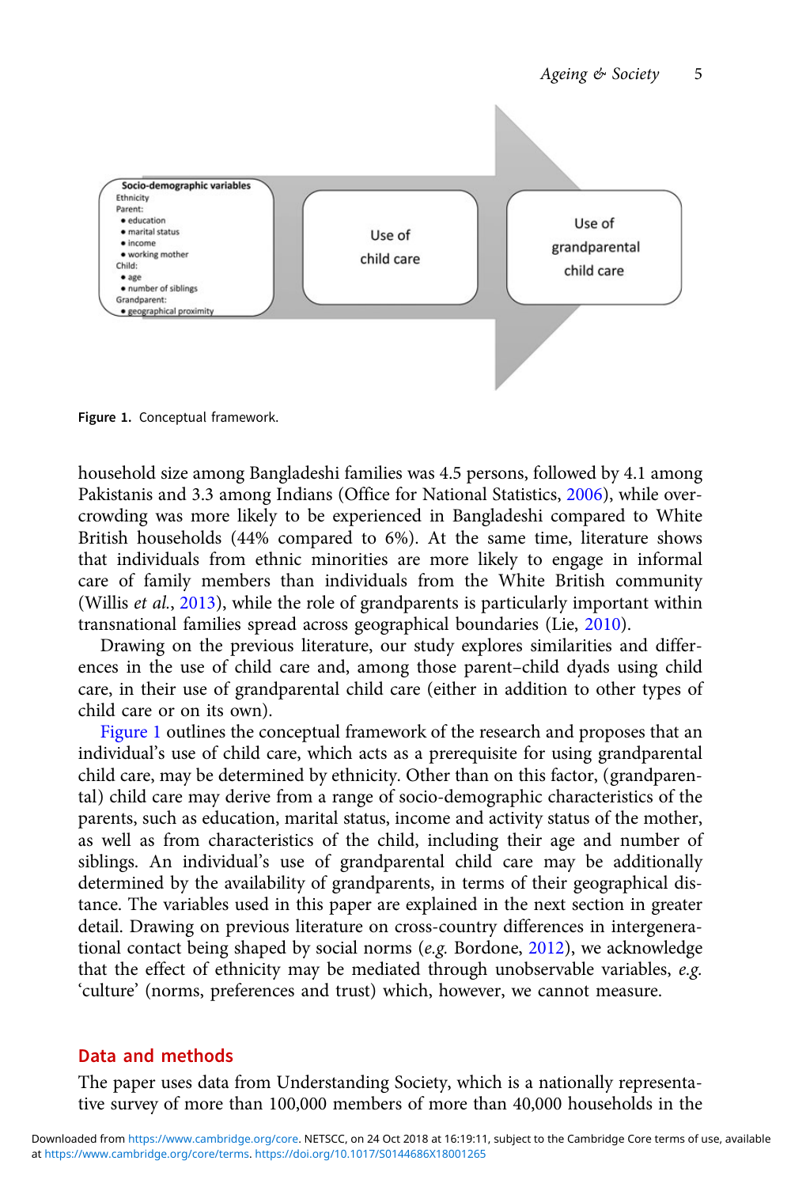**Socio-demographic variables**
Ethnicity
Parent:
- education
- marital status
- income
- working mother

Child:
- age
- number of siblings

Grandparent:
- geographical proximity

Use of child care

Use of grandparental child care

**Figure 1.** Conceptual framework.

household size among Bangladeshi families was 4.5 persons, followed by 4.1 among Pakistanis and 3.3 among Indians (Office for National Statistics, 2006), while overcrowding was more likely to be experienced in Bangladeshi compared to White British households (44% compared to 6%). At the same time, literature shows that individuals from ethnic minorities are more likely to engage in informal care of family members than individuals from the White British community (Willis *et al.*, 2013), while the role of grandparents is particularly important within transnational families spread across geographical boundaries (Lie, 2010).

Drawing on the previous literature, our study explores similarities and differences in the use of child care and, among those parent–child dyads using child care, in their use of grandparental child care (either in addition to other types of child care or on its own).

Figure 1 outlines the conceptual framework of the research and proposes that an individual's use of child care, which acts as a prerequisite for using grandparental child care, may be determined by ethnicity. Other than on this factor, (grandparental) child care may derive from a range of socio-demographic characteristics of the parents, such as education, marital status, income and activity status of the mother, as well as from characteristics of the child, including their age and number of siblings. An individual's use of grandparental child care may be additionally determined by the availability of grandparents, in terms of their geographical distance. The variables used in this paper are explained in the next section in greater detail. Drawing on previous literature on cross-country differences in intergenerational contact being shaped by social norms (*e.g.* Bordone, 2012), we acknowledge that the effect of ethnicity may be mediated through unobservable variables, *e.g.* 'culture' (norms, preferences and trust) which, however, we cannot measure.

## Data and methods

The paper uses data from Understanding Society, which is a nationally representative survey of more than 100,000 members of more than 40,000 households in the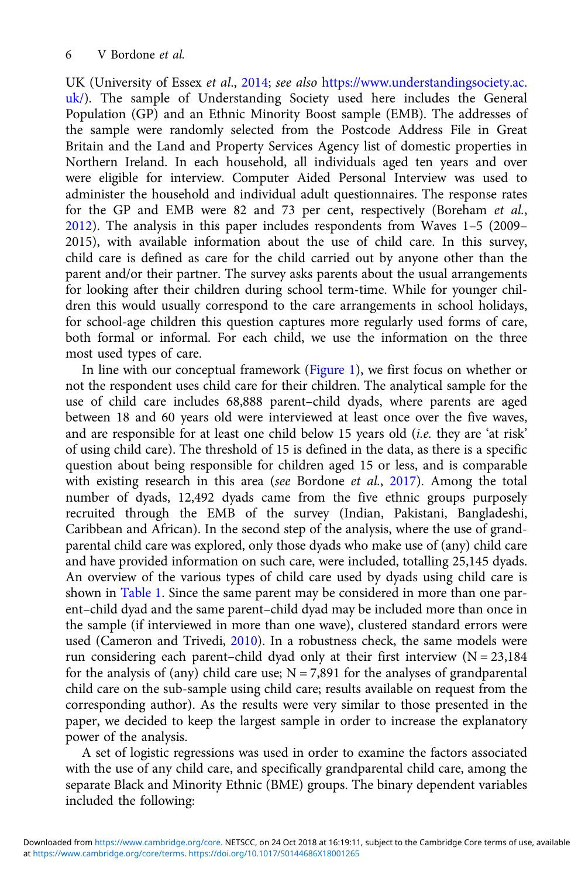UK (University of Essex *et al.*, 2014; *see also* https://www.understandingsociety.ac.uk/). The sample of Understanding Society used here includes the General Population (GP) and an Ethnic Minority Boost sample (EMB). The addresses of the sample were randomly selected from the Postcode Address File in Great Britain and the Land and Property Services Agency list of domestic properties in Northern Ireland. In each household, all individuals aged ten years and over were eligible for interview. Computer Aided Personal Interview was used to administer the household and individual adult questionnaires. The response rates for the GP and EMB were 82 and 73 per cent, respectively (Boreham *et al.*, 2012). The analysis in this paper includes respondents from Waves 1–5 (2009–2015), with available information about the use of child care. In this survey, child care is defined as care for the child carried out by anyone other than the parent and/or their partner. The survey asks parents about the usual arrangements for looking after their children during school term-time. While for younger children this would usually correspond to the care arrangements in school holidays, for school-age children this question captures more regularly used forms of care, both formal or informal. For each child, we use the information on the three most used types of care.

In line with our conceptual framework (Figure 1), we first focus on whether or not the respondent uses child care for their children. The analytical sample for the use of child care includes 68,888 parent–child dyads, where parents are aged between 18 and 60 years old were interviewed at least once over the five waves, and are responsible for at least one child below 15 years old (*i.e.* they are 'at risk' of using child care). The threshold of 15 is defined in the data, as there is a specific question about being responsible for children aged 15 or less, and is comparable with existing research in this area (*see* Bordone *et al.*, 2017). Among the total number of dyads, 12,492 dyads came from the five ethnic groups purposely recruited through the EMB of the survey (Indian, Pakistani, Bangladeshi, Caribbean and African). In the second step of the analysis, where the use of grandparental child care was explored, only those dyads who make use of (any) child care and have provided information on such care, were included, totalling 25,145 dyads. An overview of the various types of child care used by dyads using child care is shown in Table 1. Since the same parent may be considered in more than one parent–child dyad and the same parent–child dyad may be included more than once in the sample (if interviewed in more than one wave), clustered standard errors were used (Cameron and Trivedi, 2010). In a robustness check, the same models were run considering each parent–child dyad only at their first interview (N = 23,184 for the analysis of (any) child care use; N = 7,891 for the analyses of grandparental child care on the sub-sample using child care; results available on request from the corresponding author). As the results were very similar to those presented in the paper, we decided to keep the largest sample in order to increase the explanatory power of the analysis.

A set of logistic regressions was used in order to examine the factors associated with the use of any child care, and specifically grandparental child care, among the separate Black and Minority Ethnic (BME) groups. The binary dependent variables included the following: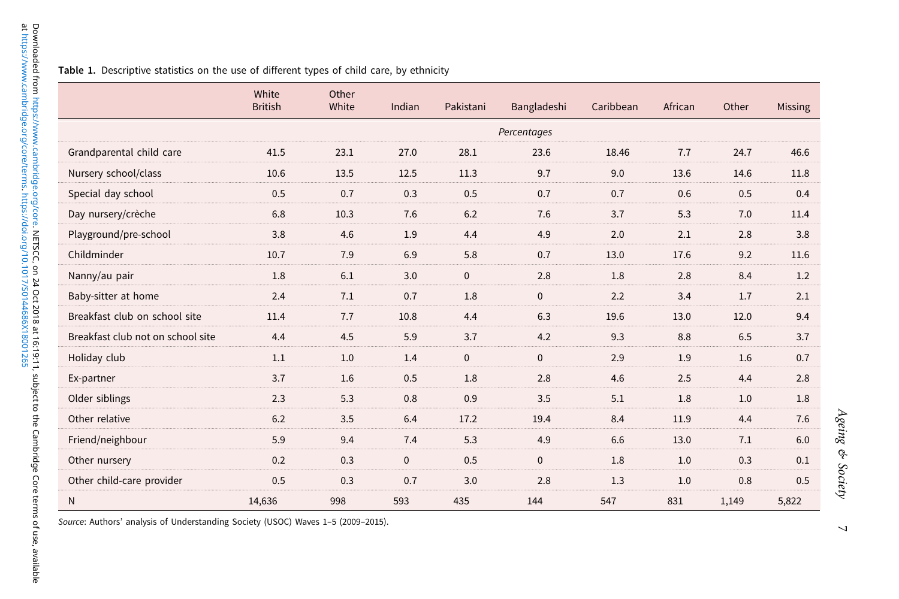Table 1. Descriptive statistics on the use of different types of child care, by ethnicity

| | White British | Other White | Indian | Pakistani | Bangladeshi | Caribbean | African | Other | Missing |
|---|---|---|---|---|---|---|---|---|---|
| | *Percentages* | | | | | | | | |
| Grandparental child care | 41.5 | 23.1 | 27.0 | 28.1 | 23.6 | 18.46 | 7.7 | 24.7 | 46.6 |
| Nursery school/class | 10.6 | 13.5 | 12.5 | 11.3 | 9.7 | 9.0 | 13.6 | 14.6 | 11.8 |
| Special day school | 0.5 | 0.7 | 0.3 | 0.5 | 0.7 | 0.7 | 0.6 | 0.5 | 0.4 |
| Day nursery/crèche | 6.8 | 10.3 | 7.6 | 6.2 | 7.6 | 3.7 | 5.3 | 7.0 | 11.4 |
| Playground/pre-school | 3.8 | 4.6 | 1.9 | 4.4 | 4.9 | 2.0 | 2.1 | 2.8 | 3.8 |
| Childminder | 10.7 | 7.9 | 6.9 | 5.8 | 0.7 | 13.0 | 17.6 | 9.2 | 11.6 |
| Nanny/au pair | 1.8 | 6.1 | 3.0 | 0 | 2.8 | 1.8 | 2.8 | 8.4 | 1.2 |
| Baby-sitter at home | 2.4 | 7.1 | 0.7 | 1.8 | 0 | 2.2 | 3.4 | 1.7 | 2.1 |
| Breakfast club on school site | 11.4 | 7.7 | 10.8 | 4.4 | 6.3 | 19.6 | 13.0 | 12.0 | 9.4 |
| Breakfast club not on school site | 4.4 | 4.5 | 5.9 | 3.7 | 4.2 | 9.3 | 8.8 | 6.5 | 3.7 |
| Holiday club | 1.1 | 1.0 | 1.4 | 0 | 0 | 2.9 | 1.9 | 1.6 | 0.7 |
| Ex-partner | 3.7 | 1.6 | 0.5 | 1.8 | 2.8 | 4.6 | 2.5 | 4.4 | 2.8 |
| Older siblings | 2.3 | 5.3 | 0.8 | 0.9 | 3.5 | 5.1 | 1.8 | 1.0 | 1.8 |
| Other relative | 6.2 | 3.5 | 6.4 | 17.2 | 19.4 | 8.4 | 11.9 | 4.4 | 7.6 |
| Friend/neighbour | 5.9 | 9.4 | 7.4 | 5.3 | 4.9 | 6.6 | 13.0 | 7.1 | 6.0 |
| Other nursery | 0.2 | 0.3 | 0 | 0.5 | 0 | 1.8 | 1.0 | 0.3 | 0.1 |
| Other child-care provider | 0.5 | 0.3 | 0.7 | 3.0 | 2.8 | 1.3 | 1.0 | 0.8 | 0.5 |
| N | 14,636 | 998 | 593 | 435 | 144 | 547 | 831 | 1,149 | 5,822 |

*Source*: Authors' analysis of Understanding Society (USOC) Waves 1–5 (2009–2015).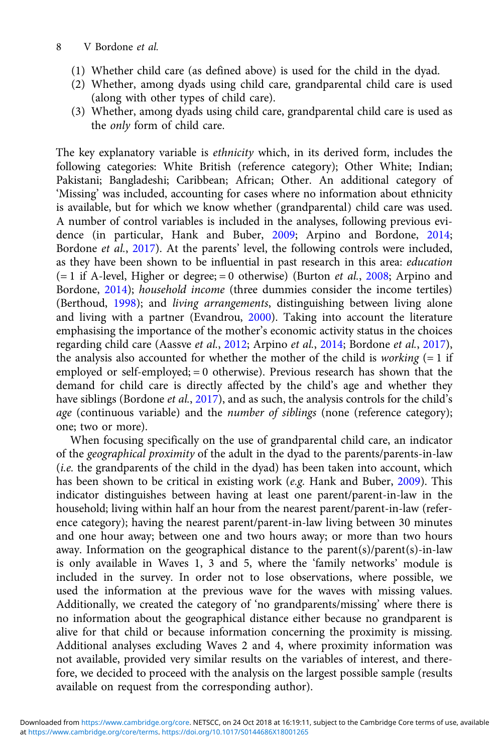(1) Whether child care (as defined above) is used for the child in the dyad.
(2) Whether, among dyads using child care, grandparental child care is used (along with other types of child care).
(3) Whether, among dyads using child care, grandparental child care is used as the *only* form of child care.

The key explanatory variable is *ethnicity* which, in its derived form, includes the following categories: White British (reference category); Other White; Indian; Pakistani; Bangladeshi; Caribbean; African; Other. An additional category of 'Missing' was included, accounting for cases where no information about ethnicity is available, but for which we know whether (grandparental) child care was used. A number of control variables is included in the analyses, following previous evidence (in particular, Hank and Buber, 2009; Arpino and Bordone, 2014; Bordone *et al.*, 2017). At the parents' level, the following controls were included, as they have been shown to be influential in past research in this area: *education* (= 1 if A-level, Higher or degree; = 0 otherwise) (Burton *et al.*, 2008; Arpino and Bordone, 2014); *household income* (three dummies consider the income tertiles) (Berthoud, 1998); and *living arrangements*, distinguishing between living alone and living with a partner (Evandrou, 2000). Taking into account the literature emphasising the importance of the mother's economic activity status in the choices regarding child care (Aassve *et al.*, 2012; Arpino *et al.*, 2014; Bordone *et al.*, 2017), the analysis also accounted for whether the mother of the child is *working* (= 1 if employed or self-employed; = 0 otherwise). Previous research has shown that the demand for child care is directly affected by the child's age and whether they have siblings (Bordone *et al.*, 2017), and as such, the analysis controls for the child's *age* (continuous variable) and the *number of siblings* (none (reference category); one; two or more).

When focusing specifically on the use of grandparental child care, an indicator of the *geographical proximity* of the adult in the dyad to the parents/parents-in-law (*i.e.* the grandparents of the child in the dyad) has been taken into account, which has been shown to be critical in existing work (*e.g.* Hank and Buber, 2009). This indicator distinguishes between having at least one parent/parent-in-law in the household; living within half an hour from the nearest parent/parent-in-law (reference category); having the nearest parent/parent-in-law living between 30 minutes and one hour away; between one and two hours away; or more than two hours away. Information on the geographical distance to the parent(s)/parent(s)-in-law is only available in Waves 1, 3 and 5, where the 'family networks' module is included in the survey. In order not to lose observations, where possible, we used the information at the previous wave for the waves with missing values. Additionally, we created the category of 'no grandparents/missing' where there is no information about the geographical distance either because no grandparent is alive for that child or because information concerning the proximity is missing. Additional analyses excluding Waves 2 and 4, where proximity information was not available, provided very similar results on the variables of interest, and therefore, we decided to proceed with the analysis on the largest possible sample (results available on request from the corresponding author).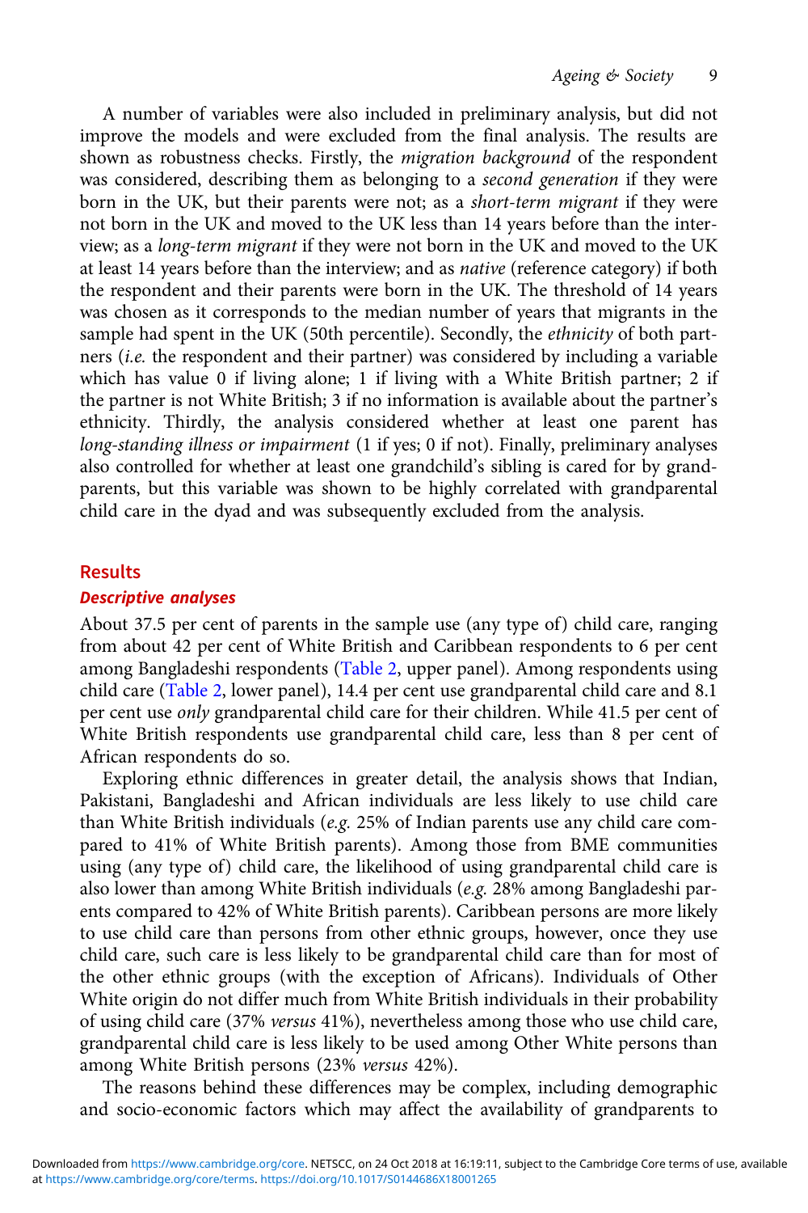A number of variables were also included in preliminary analysis, but did not improve the models and were excluded from the final analysis. The results are shown as robustness checks. Firstly, the *migration background* of the respondent was considered, describing them as belonging to a *second generation* if they were born in the UK, but their parents were not; as a *short-term migrant* if they were not born in the UK and moved to the UK less than 14 years before than the interview; as a *long-term migrant* if they were not born in the UK and moved to the UK at least 14 years before than the interview; and as *native* (reference category) if both the respondent and their parents were born in the UK. The threshold of 14 years was chosen as it corresponds to the median number of years that migrants in the sample had spent in the UK (50th percentile). Secondly, the *ethnicity* of both partners (*i.e.* the respondent and their partner) was considered by including a variable which has value 0 if living alone; 1 if living with a White British partner; 2 if the partner is not White British; 3 if no information is available about the partner's ethnicity. Thirdly, the analysis considered whether at least one parent has *long-standing illness or impairment* (1 if yes; 0 if not). Finally, preliminary analyses also controlled for whether at least one grandchild's sibling is cared for by grandparents, but this variable was shown to be highly correlated with grandparental child care in the dyad and was subsequently excluded from the analysis.

## Results

### Descriptive analyses

About 37.5 per cent of parents in the sample use (any type of) child care, ranging from about 42 per cent of White British and Caribbean respondents to 6 per cent among Bangladeshi respondents (Table 2, upper panel). Among respondents using child care (Table 2, lower panel), 14.4 per cent use grandparental child care and 8.1 per cent use *only* grandparental child care for their children. While 41.5 per cent of White British respondents use grandparental child care, less than 8 per cent of African respondents do so.

Exploring ethnic differences in greater detail, the analysis shows that Indian, Pakistani, Bangladeshi and African individuals are less likely to use child care than White British individuals (*e.g.* 25% of Indian parents use any child care compared to 41% of White British parents). Among those from BME communities using (any type of) child care, the likelihood of using grandparental child care is also lower than among White British individuals (*e.g.* 28% among Bangladeshi parents compared to 42% of White British parents). Caribbean persons are more likely to use child care than persons from other ethnic groups, however, once they use child care, such care is less likely to be grandparental child care than for most of the other ethnic groups (with the exception of Africans). Individuals of Other White origin do not differ much from White British individuals in their probability of using child care (37% *versus* 41%), nevertheless among those who use child care, grandparental child care is less likely to be used among Other White persons than among White British persons (23% *versus* 42%).

The reasons behind these differences may be complex, including demographic and socio-economic factors which may affect the availability of grandparents to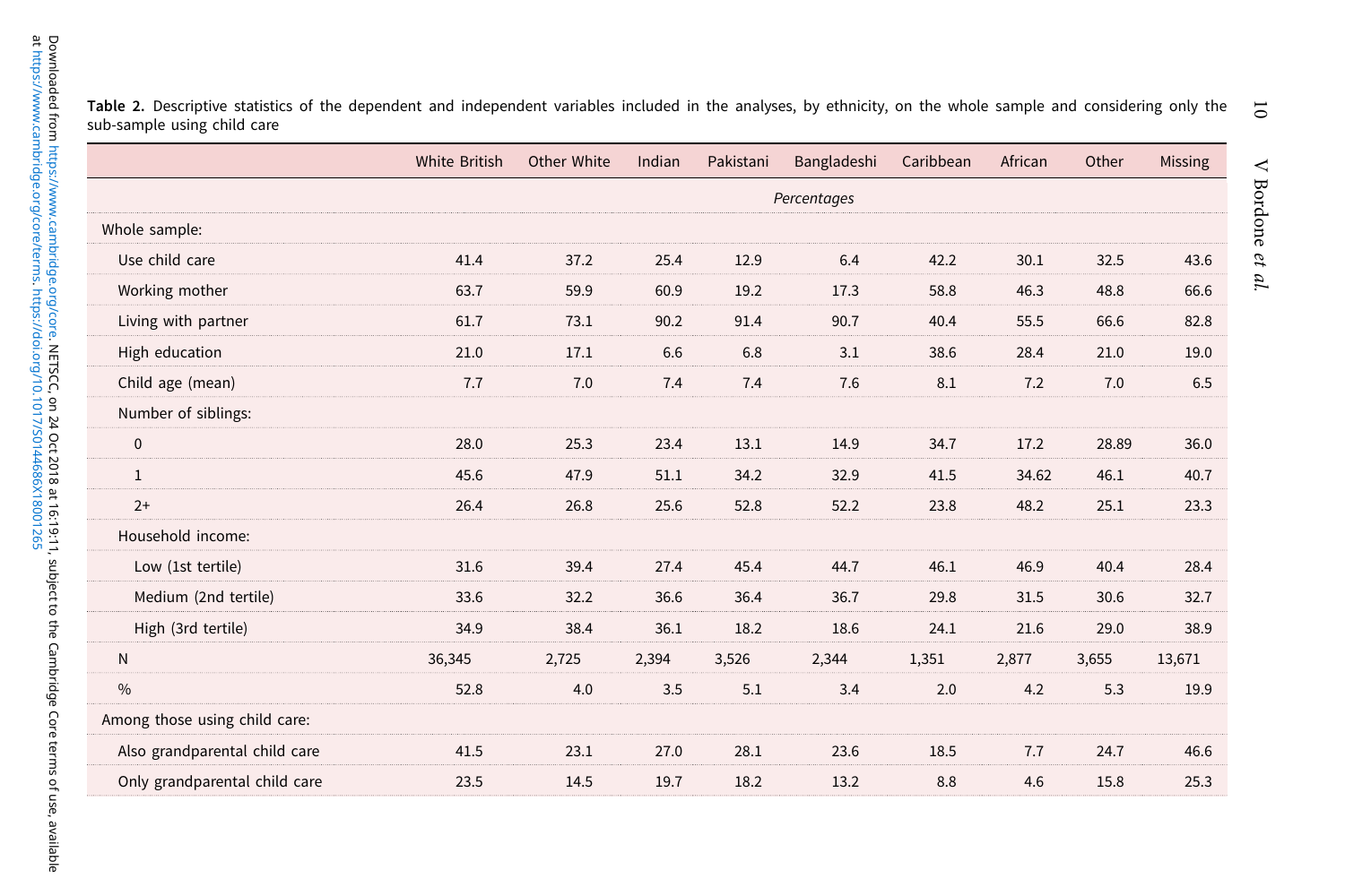**Table 2.** Descriptive statistics of the dependent and independent variables included in the analyses, by ethnicity, on the whole sample and considering only the sub-sample using child care

| | White British | Other White | Indian | Pakistani | Bangladeshi | Caribbean | African | Other | Missing |
|---|---|---|---|---|---|---|---|---|---|
| | | | | | *Percentages* | | | | |
| Whole sample: | | | | | | | | | |
| Use child care | 41.4 | 37.2 | 25.4 | 12.9 | 6.4 | 42.2 | 30.1 | 32.5 | 43.6 |
| Working mother | 63.7 | 59.9 | 60.9 | 19.2 | 17.3 | 58.8 | 46.3 | 48.8 | 66.6 |
| Living with partner | 61.7 | 73.1 | 90.2 | 91.4 | 90.7 | 40.4 | 55.5 | 66.6 | 82.8 |
| High education | 21.0 | 17.1 | 6.6 | 6.8 | 3.1 | 38.6 | 28.4 | 21.0 | 19.0 |
| Child age (mean) | 7.7 | 7.0 | 7.4 | 7.4 | 7.6 | 8.1 | 7.2 | 7.0 | 6.5 |
| Number of siblings: | | | | | | | | | |
| 0 | 28.0 | 25.3 | 23.4 | 13.1 | 14.9 | 34.7 | 17.2 | 28.89 | 36.0 |
| 1 | 45.6 | 47.9 | 51.1 | 34.2 | 32.9 | 41.5 | 34.62 | 46.1 | 40.7 |
| 2+ | 26.4 | 26.8 | 25.6 | 52.8 | 52.2 | 23.8 | 48.2 | 25.1 | 23.3 |
| Household income: | | | | | | | | | |
| Low (1st tertile) | 31.6 | 39.4 | 27.4 | 45.4 | 44.7 | 46.1 | 46.9 | 40.4 | 28.4 |
| Medium (2nd tertile) | 33.6 | 32.2 | 36.6 | 36.4 | 36.7 | 29.8 | 31.5 | 30.6 | 32.7 |
| High (3rd tertile) | 34.9 | 38.4 | 36.1 | 18.2 | 18.6 | 24.1 | 21.6 | 29.0 | 38.9 |
| N | 36,345 | 2,725 | 2,394 | 3,526 | 2,344 | 1,351 | 2,877 | 3,655 | 13,671 |
| % | 52.8 | 4.0 | 3.5 | 5.1 | 3.4 | 2.0 | 4.2 | 5.3 | 19.9 |
| Among those using child care: | | | | | | | | | |
| Also grandparental child care | 41.5 | 23.1 | 27.0 | 28.1 | 23.6 | 18.5 | 7.7 | 24.7 | 46.6 |
| Only grandparental child care | 23.5 | 14.5 | 19.7 | 18.2 | 13.2 | 8.8 | 4.6 | 15.8 | 25.3 |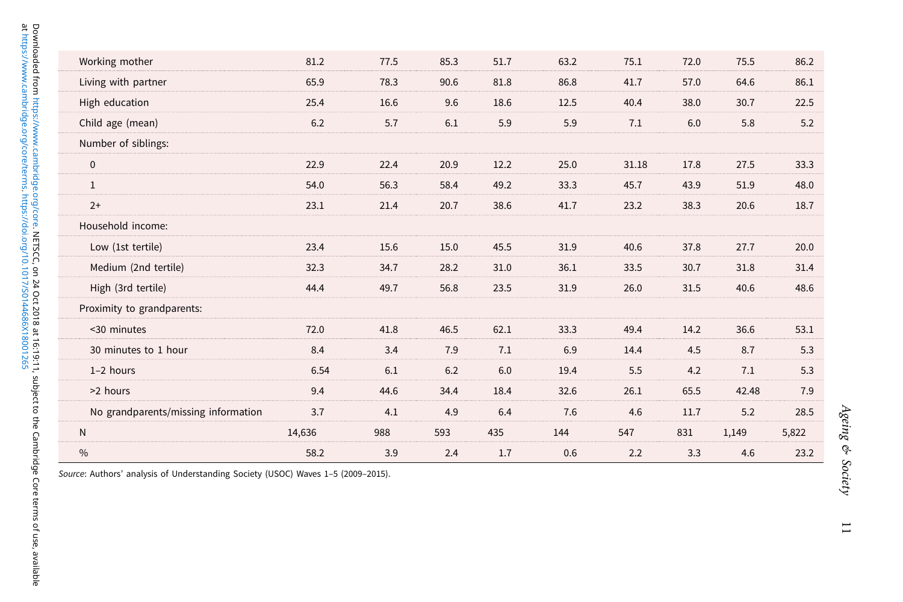| | | | | | | | | | |
|---|---|---|---|---|---|---|---|---|---|
| Working mother | 81.2 | 77.5 | 85.3 | 51.7 | 63.2 | 75.1 | 72.0 | 75.5 | 86.2 |
| Living with partner | 65.9 | 78.3 | 90.6 | 81.8 | 86.8 | 41.7 | 57.0 | 64.6 | 86.1 |
| High education | 25.4 | 16.6 | 9.6 | 18.6 | 12.5 | 40.4 | 38.0 | 30.7 | 22.5 |
| Child age (mean) | 6.2 | 5.7 | 6.1 | 5.9 | 5.9 | 7.1 | 6.0 | 5.8 | 5.2 |
| Number of siblings: | | | | | | | | | |
| 0 | 22.9 | 22.4 | 20.9 | 12.2 | 25.0 | 31.18 | 17.8 | 27.5 | 33.3 |
| 1 | 54.0 | 56.3 | 58.4 | 49.2 | 33.3 | 45.7 | 43.9 | 51.9 | 48.0 |
| 2+ | 23.1 | 21.4 | 20.7 | 38.6 | 41.7 | 23.2 | 38.3 | 20.6 | 18.7 |
| Household income: | | | | | | | | | |
| Low (1st tertile) | 23.4 | 15.6 | 15.0 | 45.5 | 31.9 | 40.6 | 37.8 | 27.7 | 20.0 |
| Medium (2nd tertile) | 32.3 | 34.7 | 28.2 | 31.0 | 36.1 | 33.5 | 30.7 | 31.8 | 31.4 |
| High (3rd tertile) | 44.4 | 49.7 | 56.8 | 23.5 | 31.9 | 26.0 | 31.5 | 40.6 | 48.6 |
| Proximity to grandparents: | | | | | | | | | |
| <30 minutes | 72.0 | 41.8 | 46.5 | 62.1 | 33.3 | 49.4 | 14.2 | 36.6 | 53.1 |
| 30 minutes to 1 hour | 8.4 | 3.4 | 7.9 | 7.1 | 6.9 | 14.4 | 4.5 | 8.7 | 5.3 |
| 1–2 hours | 6.54 | 6.1 | 6.2 | 6.0 | 19.4 | 5.5 | 4.2 | 7.1 | 5.3 |
| >2 hours | 9.4 | 44.6 | 34.4 | 18.4 | 32.6 | 26.1 | 65.5 | 42.48 | 7.9 |
| No grandparents/missing information | 3.7 | 4.1 | 4.9 | 6.4 | 7.6 | 4.6 | 11.7 | 5.2 | 28.5 |
| N | 14,636 | 988 | 593 | 435 | 144 | 547 | 831 | 1,149 | 5,822 |
| % | 58.2 | 3.9 | 2.4 | 1.7 | 0.6 | 2.2 | 3.3 | 4.6 | 23.2 |

*Source*: Authors' analysis of Understanding Society (USOC) Waves 1–5 (2009–2015).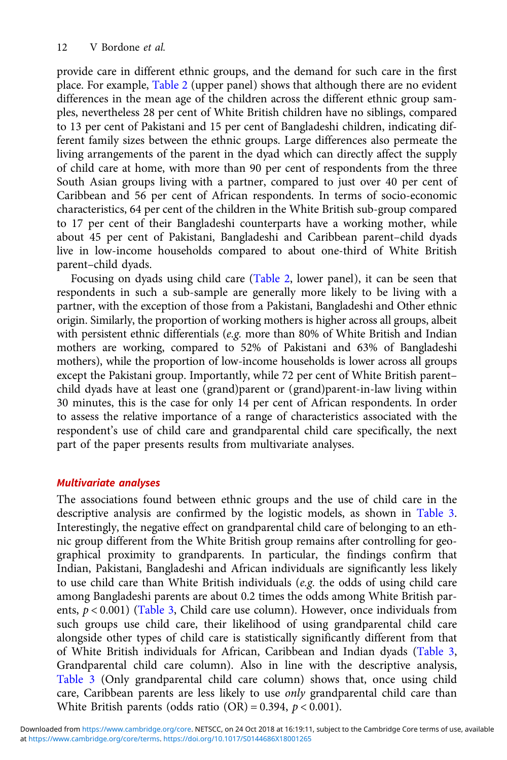provide care in different ethnic groups, and the demand for such care in the first place. For example, Table 2 (upper panel) shows that although there are no evident differences in the mean age of the children across the different ethnic group samples, nevertheless 28 per cent of White British children have no siblings, compared to 13 per cent of Pakistani and 15 per cent of Bangladeshi children, indicating different family sizes between the ethnic groups. Large differences also permeate the living arrangements of the parent in the dyad which can directly affect the supply of child care at home, with more than 90 per cent of respondents from the three South Asian groups living with a partner, compared to just over 40 per cent of Caribbean and 56 per cent of African respondents. In terms of socio-economic characteristics, 64 per cent of the children in the White British sub-group compared to 17 per cent of their Bangladeshi counterparts have a working mother, while about 45 per cent of Pakistani, Bangladeshi and Caribbean parent–child dyads live in low-income households compared to about one-third of White British parent–child dyads.

Focusing on dyads using child care (Table 2, lower panel), it can be seen that respondents in such a sub-sample are generally more likely to be living with a partner, with the exception of those from a Pakistani, Bangladeshi and Other ethnic origin. Similarly, the proportion of working mothers is higher across all groups, albeit with persistent ethnic differentials (*e.g.* more than 80% of White British and Indian mothers are working, compared to 52% of Pakistani and 63% of Bangladeshi mothers), while the proportion of low-income households is lower across all groups except the Pakistani group. Importantly, while 72 per cent of White British parent–child dyads have at least one (grand)parent or (grand)parent-in-law living within 30 minutes, this is the case for only 14 per cent of African respondents. In order to assess the relative importance of a range of characteristics associated with the respondent's use of child care and grandparental child care specifically, the next part of the paper presents results from multivariate analyses.

### *Multivariate analyses*

The associations found between ethnic groups and the use of child care in the descriptive analysis are confirmed by the logistic models, as shown in Table 3. Interestingly, the negative effect on grandparental child care of belonging to an ethnic group different from the White British group remains after controlling for geographical proximity to grandparents. In particular, the findings confirm that Indian, Pakistani, Bangladeshi and African individuals are significantly less likely to use child care than White British individuals (*e.g.* the odds of using child care among Bangladeshi parents are about 0.2 times the odds among White British parents, $p < 0.001$) (Table 3, Child care use column). However, once individuals from such groups use child care, their likelihood of using grandparental child care alongside other types of child care is statistically significantly different from that of White British individuals for African, Caribbean and Indian dyads (Table 3, Grandparental child care column). Also in line with the descriptive analysis, Table 3 (Only grandparental child care column) shows that, once using child care, Caribbean parents are less likely to use *only* grandparental child care than White British parents (odds ratio (OR) = 0.394, $p < 0.001$).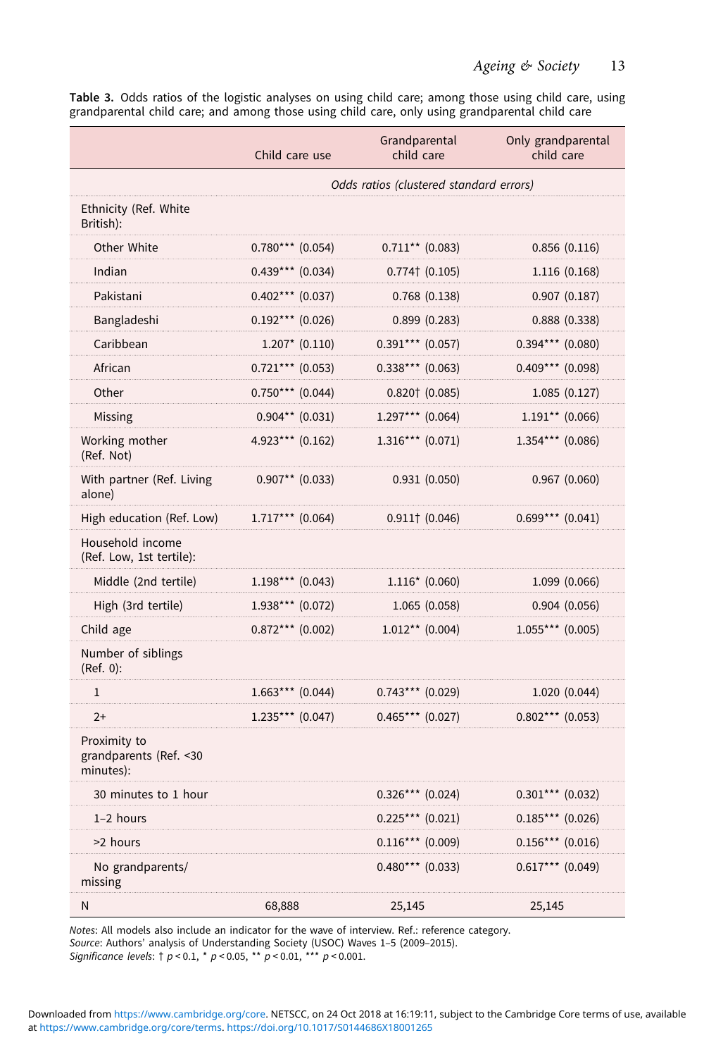**Table 3.** Odds ratios of the logistic analyses on using child care; among those using child care, using grandparental child care; and among those using child care, only using grandparental child care

| | Child care use | Grandparental child care | Only grandparental child care |
|---|---|---|---|
| | *Odds ratios (clustered standard errors)* | | |
| Ethnicity (Ref. White British): | | | |
| Other White | 0.780*** (0.054) | 0.711** (0.083) | 0.856 (0.116) |
| Indian | 0.439*** (0.034) | 0.774† (0.105) | 1.116 (0.168) |
| Pakistani | 0.402*** (0.037) | 0.768 (0.138) | 0.907 (0.187) |
| Bangladeshi | 0.192*** (0.026) | 0.899 (0.283) | 0.888 (0.338) |
| Caribbean | 1.207* (0.110) | 0.391*** (0.057) | 0.394*** (0.080) |
| African | 0.721*** (0.053) | 0.338*** (0.063) | 0.409*** (0.098) |
| Other | 0.750*** (0.044) | 0.820† (0.085) | 1.085 (0.127) |
| Missing | 0.904** (0.031) | 1.297*** (0.064) | 1.191** (0.066) |
| Working mother (Ref. Not) | 4.923*** (0.162) | 1.316*** (0.071) | 1.354*** (0.086) |
| With partner (Ref. Living alone) | 0.907** (0.033) | 0.931 (0.050) | 0.967 (0.060) |
| High education (Ref. Low) | 1.717*** (0.064) | 0.911† (0.046) | 0.699*** (0.041) |
| Household income (Ref. Low, 1st tertile): | | | |
| Middle (2nd tertile) | 1.198*** (0.043) | 1.116* (0.060) | 1.099 (0.066) |
| High (3rd tertile) | 1.938*** (0.072) | 1.065 (0.058) | 0.904 (0.056) |
| Child age | 0.872*** (0.002) | 1.012** (0.004) | 1.055*** (0.005) |
| Number of siblings (Ref. 0): | | | |
| 1 | 1.663*** (0.044) | 0.743*** (0.029) | 1.020 (0.044) |
| 2+ | 1.235*** (0.047) | 0.465*** (0.027) | 0.802*** (0.053) |
| Proximity to grandparents (Ref. <30 minutes): | | | |
| 30 minutes to 1 hour | | 0.326*** (0.024) | 0.301*** (0.032) |
| 1–2 hours | | 0.225*** (0.021) | 0.185*** (0.026) |
| >2 hours | | 0.116*** (0.009) | 0.156*** (0.016) |
| No grandparents/ missing | | 0.480*** (0.033) | 0.617*** (0.049) |
| N | 68,888 | 25,145 | 25,145 |

*Notes*: All models also include an indicator for the wave of interview. Ref.: reference category.
*Source*: Authors' analysis of Understanding Society (USOC) Waves 1–5 (2009–2015).
*Significance levels*: † $p < 0.1$, * $p < 0.05$, ** $p < 0.01$, *** $p < 0.001$.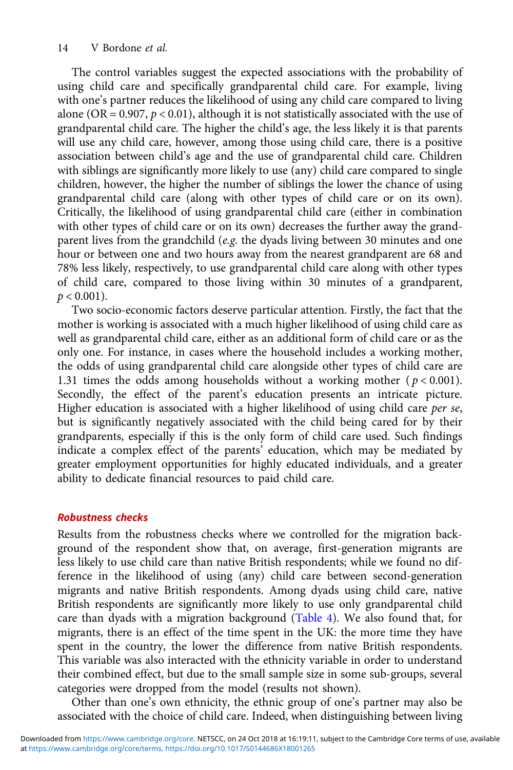The control variables suggest the expected associations with the probability of using child care and specifically grandparental child care. For example, living with one's partner reduces the likelihood of using any child care compared to living alone (OR = 0.907, $p < 0.01$), although it is not statistically associated with the use of grandparental child care. The higher the child's age, the less likely it is that parents will use any child care, however, among those using child care, there is a positive association between child's age and the use of grandparental child care. Children with siblings are significantly more likely to use (any) child care compared to single children, however, the higher the number of siblings the lower the chance of using grandparental child care (along with other types of child care or on its own). Critically, the likelihood of using grandparental child care (either in combination with other types of child care or on its own) decreases the further away the grandparent lives from the grandchild (*e.g.* the dyads living between 30 minutes and one hour or between one and two hours away from the nearest grandparent are 68 and 78% less likely, respectively, to use grandparental child care along with other types of child care, compared to those living within 30 minutes of a grandparent, $p < 0.001$).

Two socio-economic factors deserve particular attention. Firstly, the fact that the mother is working is associated with a much higher likelihood of using child care as well as grandparental child care, either as an additional form of child care or as the only one. For instance, in cases where the household includes a working mother, the odds of using grandparental child care alongside other types of child care are 1.31 times the odds among households without a working mother ($p < 0.001$). Secondly, the effect of the parent's education presents an intricate picture. Higher education is associated with a higher likelihood of using child care *per se*, but is significantly negatively associated with the child being cared for by their grandparents, especially if this is the only form of child care used. Such findings indicate a complex effect of the parents' education, which may be mediated by greater employment opportunities for highly educated individuals, and a greater ability to dedicate financial resources to paid child care.

### Robustness checks

Results from the robustness checks where we controlled for the migration background of the respondent show that, on average, first-generation migrants are less likely to use child care than native British respondents; while we found no difference in the likelihood of using (any) child care between second-generation migrants and native British respondents. Among dyads using child care, native British respondents are significantly more likely to use only grandparental child care than dyads with a migration background (Table 4). We also found that, for migrants, there is an effect of the time spent in the UK: the more time they have spent in the country, the lower the difference from native British respondents. This variable was also interacted with the ethnicity variable in order to understand their combined effect, but due to the small sample size in some sub-groups, several categories were dropped from the model (results not shown).

Other than one's own ethnicity, the ethnic group of one's partner may also be associated with the choice of child care. Indeed, when distinguishing between living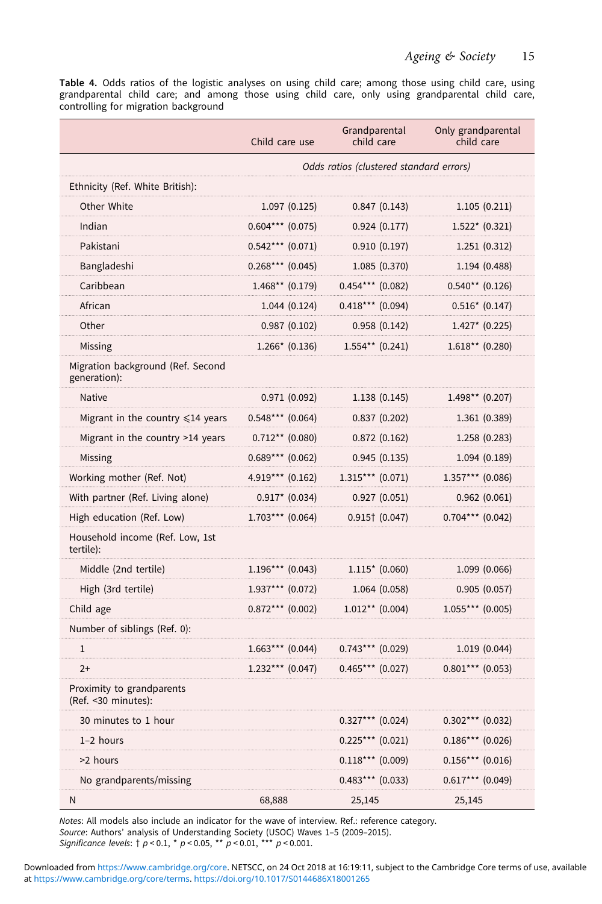**Table 4.** Odds ratios of the logistic analyses on using child care; among those using child care, using grandparental child care; and among those using child care, only using grandparental child care, controlling for migration background

| | Child care use | Grandparental child care | Only grandparental child care |
|---|---|---|---|
| | *Odds ratios (clustered standard errors)* | | |
| Ethnicity (Ref. White British): | | | |
| Other White | 1.097 (0.125) | 0.847 (0.143) | 1.105 (0.211) |
| Indian | 0.604*** (0.075) | 0.924 (0.177) | 1.522* (0.321) |
| Pakistani | 0.542*** (0.071) | 0.910 (0.197) | 1.251 (0.312) |
| Bangladeshi | 0.268*** (0.045) | 1.085 (0.370) | 1.194 (0.488) |
| Caribbean | 1.468** (0.179) | 0.454*** (0.082) | 0.540** (0.126) |
| African | 1.044 (0.124) | 0.418*** (0.094) | 0.516* (0.147) |
| Other | 0.987 (0.102) | 0.958 (0.142) | 1.427* (0.225) |
| Missing | 1.266* (0.136) | 1.554** (0.241) | 1.618** (0.280) |
| Migration background (Ref. Second generation): | | | |
| Native | 0.971 (0.092) | 1.138 (0.145) | 1.498** (0.207) |
| Migrant in the country ⩽14 years | 0.548*** (0.064) | 0.837 (0.202) | 1.361 (0.389) |
| Migrant in the country >14 years | 0.712** (0.080) | 0.872 (0.162) | 1.258 (0.283) |
| Missing | 0.689*** (0.062) | 0.945 (0.135) | 1.094 (0.189) |
| Working mother (Ref. Not) | 4.919*** (0.162) | 1.315*** (0.071) | 1.357*** (0.086) |
| With partner (Ref. Living alone) | 0.917* (0.034) | 0.927 (0.051) | 0.962 (0.061) |
| High education (Ref. Low) | 1.703*** (0.064) | 0.915† (0.047) | 0.704*** (0.042) |
| Household income (Ref. Low, 1st tertile): | | | |
| Middle (2nd tertile) | 1.196*** (0.043) | 1.115* (0.060) | 1.099 (0.066) |
| High (3rd tertile) | 1.937*** (0.072) | 1.064 (0.058) | 0.905 (0.057) |
| Child age | 0.872*** (0.002) | 1.012** (0.004) | 1.055*** (0.005) |
| Number of siblings (Ref. 0): | | | |
| 1 | 1.663*** (0.044) | 0.743*** (0.029) | 1.019 (0.044) |
| 2+ | 1.232*** (0.047) | 0.465*** (0.027) | 0.801*** (0.053) |
| Proximity to grandparents (Ref. <30 minutes): | | | |
| 30 minutes to 1 hour | | 0.327*** (0.024) | 0.302*** (0.032) |
| 1–2 hours | | 0.225*** (0.021) | 0.186*** (0.026) |
| >2 hours | | 0.118*** (0.009) | 0.156*** (0.016) |
| No grandparents/missing | | 0.483*** (0.033) | 0.617*** (0.049) |
| N | 68,888 | 25,145 | 25,145 |

*Notes*: All models also include an indicator for the wave of interview. Ref.: reference category.
*Source*: Authors' analysis of Understanding Society (USOC) Waves 1–5 (2009–2015).
*Significance levels*: † $p < 0.1$, * $p < 0.05$, ** $p < 0.01$, *** $p < 0.001$.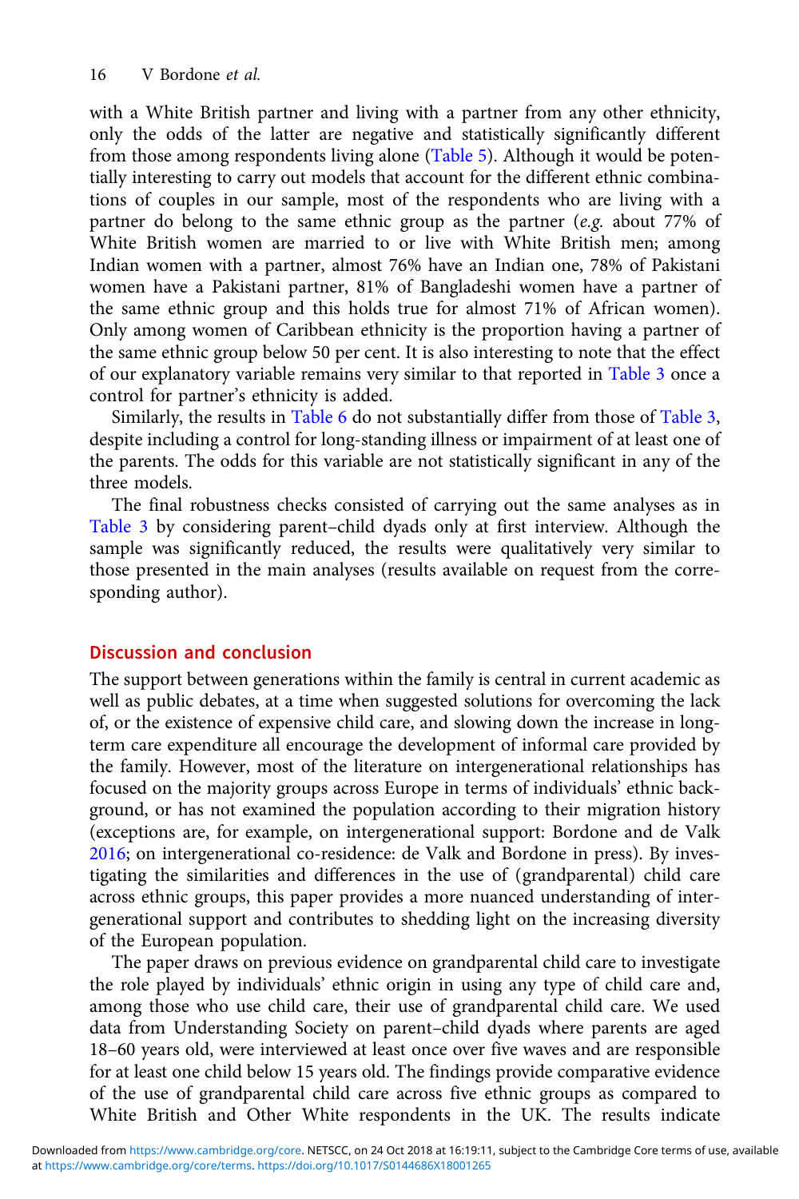with a White British partner and living with a partner from any other ethnicity, only the odds of the latter are negative and statistically significantly different from those among respondents living alone (Table 5). Although it would be potentially interesting to carry out models that account for the different ethnic combinations of couples in our sample, most of the respondents who are living with a partner do belong to the same ethnic group as the partner (*e.g.* about 77% of White British women are married to or live with White British men; among Indian women with a partner, almost 76% have an Indian one, 78% of Pakistani women have a Pakistani partner, 81% of Bangladeshi women have a partner of the same ethnic group and this holds true for almost 71% of African women). Only among women of Caribbean ethnicity is the proportion having a partner of the same ethnic group below 50 per cent. It is also interesting to note that the effect of our explanatory variable remains very similar to that reported in Table 3 once a control for partner's ethnicity is added.

Similarly, the results in Table 6 do not substantially differ from those of Table 3, despite including a control for long-standing illness or impairment of at least one of the parents. The odds for this variable are not statistically significant in any of the three models.

The final robustness checks consisted of carrying out the same analyses as in Table 3 by considering parent–child dyads only at first interview. Although the sample was significantly reduced, the results were qualitatively very similar to those presented in the main analyses (results available on request from the corresponding author).

## Discussion and conclusion

The support between generations within the family is central in current academic as well as public debates, at a time when suggested solutions for overcoming the lack of, or the existence of expensive child care, and slowing down the increase in long-term care expenditure all encourage the development of informal care provided by the family. However, most of the literature on intergenerational relationships has focused on the majority groups across Europe in terms of individuals' ethnic background, or has not examined the population according to their migration history (exceptions are, for example, on intergenerational support: Bordone and de Valk 2016; on intergenerational co-residence: de Valk and Bordone in press). By investigating the similarities and differences in the use of (grandparental) child care across ethnic groups, this paper provides a more nuanced understanding of intergenerational support and contributes to shedding light on the increasing diversity of the European population.

The paper draws on previous evidence on grandparental child care to investigate the role played by individuals' ethnic origin in using any type of child care and, among those who use child care, their use of grandparental child care. We used data from Understanding Society on parent–child dyads where parents are aged 18–60 years old, were interviewed at least once over five waves and are responsible for at least one child below 15 years old. The findings provide comparative evidence of the use of grandparental child care across five ethnic groups as compared to White British and Other White respondents in the UK. The results indicate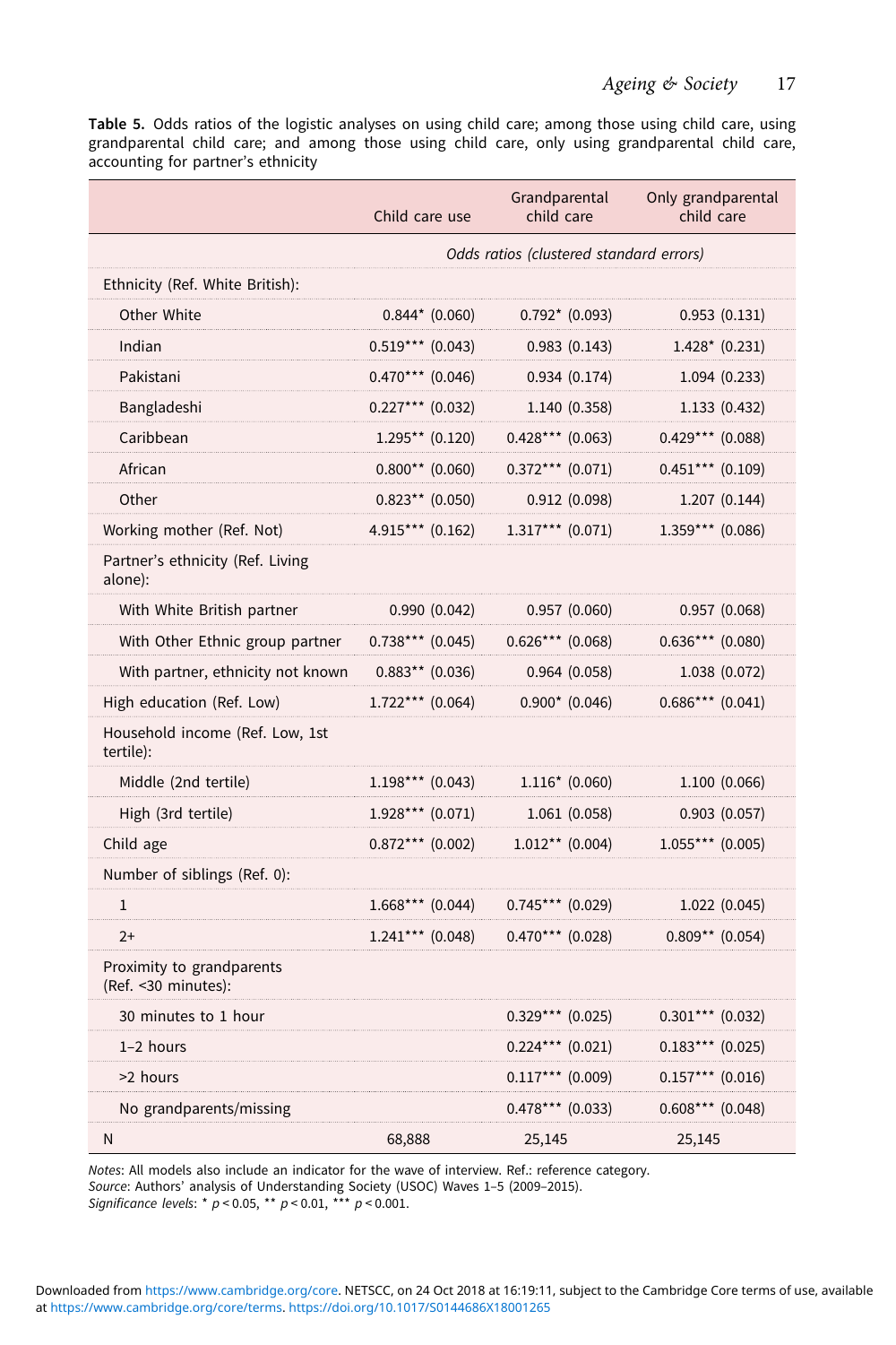**Table 5.** Odds ratios of the logistic analyses on using child care; among those using child care, using grandparental child care; and among those using child care, only using grandparental child care, accounting for partner's ethnicity

| | Child care use | Grandparental child care | Only grandparental child care |
|---|---|---|---|
| | *Odds ratios (clustered standard errors)* | | |
| Ethnicity (Ref. White British): | | | |
| Other White | 0.844* (0.060) | 0.792* (0.093) | 0.953 (0.131) |
| Indian | 0.519*** (0.043) | 0.983 (0.143) | 1.428* (0.231) |
| Pakistani | 0.470*** (0.046) | 0.934 (0.174) | 1.094 (0.233) |
| Bangladeshi | 0.227*** (0.032) | 1.140 (0.358) | 1.133 (0.432) |
| Caribbean | 1.295** (0.120) | 0.428*** (0.063) | 0.429*** (0.088) |
| African | 0.800** (0.060) | 0.372*** (0.071) | 0.451*** (0.109) |
| Other | 0.823** (0.050) | 0.912 (0.098) | 1.207 (0.144) |
| Working mother (Ref. Not) | 4.915*** (0.162) | 1.317*** (0.071) | 1.359*** (0.086) |
| Partner's ethnicity (Ref. Living alone): | | | |
| With White British partner | 0.990 (0.042) | 0.957 (0.060) | 0.957 (0.068) |
| With Other Ethnic group partner | 0.738*** (0.045) | 0.626*** (0.068) | 0.636*** (0.080) |
| With partner, ethnicity not known | 0.883** (0.036) | 0.964 (0.058) | 1.038 (0.072) |
| High education (Ref. Low) | 1.722*** (0.064) | 0.900* (0.046) | 0.686*** (0.041) |
| Household income (Ref. Low, 1st tertile): | | | |
| Middle (2nd tertile) | 1.198*** (0.043) | 1.116* (0.060) | 1.100 (0.066) |
| High (3rd tertile) | 1.928*** (0.071) | 1.061 (0.058) | 0.903 (0.057) |
| Child age | 0.872*** (0.002) | 1.012** (0.004) | 1.055*** (0.005) |
| Number of siblings (Ref. 0): | | | |
| 1 | 1.668*** (0.044) | 0.745*** (0.029) | 1.022 (0.045) |
| 2+ | 1.241*** (0.048) | 0.470*** (0.028) | 0.809** (0.054) |
| Proximity to grandparents (Ref. <30 minutes): | | | |
| 30 minutes to 1 hour | | 0.329*** (0.025) | 0.301*** (0.032) |
| 1–2 hours | | 0.224*** (0.021) | 0.183*** (0.025) |
| >2 hours | | 0.117*** (0.009) | 0.157*** (0.016) |
| No grandparents/missing | | 0.478*** (0.033) | 0.608*** (0.048) |
| N | 68,888 | 25,145 | 25,145 |

*Notes*: All models also include an indicator for the wave of interview. Ref.: reference category.
*Source*: Authors' analysis of Understanding Society (USOC) Waves 1–5 (2009–2015).
*Significance levels*: * $p < 0.05$, ** $p < 0.01$, *** $p < 0.001$.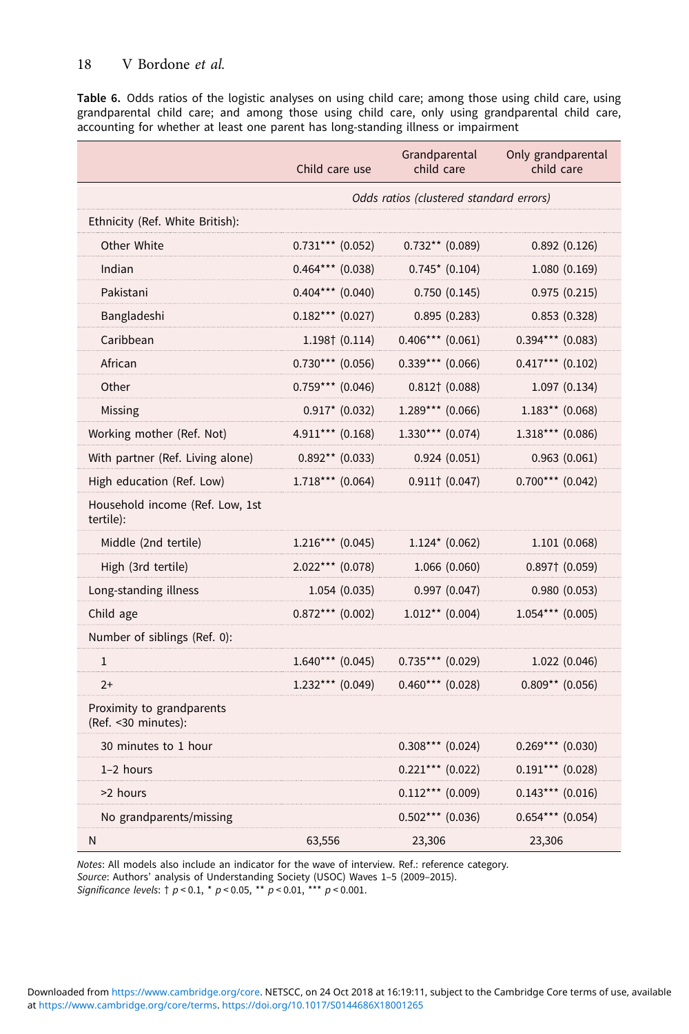**Table 6.** Odds ratios of the logistic analyses on using child care; among those using child care, using grandparental child care; and among those using child care, only using grandparental child care, accounting for whether at least one parent has long-standing illness or impairment

| | Child care use | Grandparental child care | Only grandparental child care |
|---|---|---|---|
| | *Odds ratios (clustered standard errors)* | | |
| Ethnicity (Ref. White British): | | | |
| Other White | 0.731*** (0.052) | 0.732** (0.089) | 0.892 (0.126) |
| Indian | 0.464*** (0.038) | 0.745* (0.104) | 1.080 (0.169) |
| Pakistani | 0.404*** (0.040) | 0.750 (0.145) | 0.975 (0.215) |
| Bangladeshi | 0.182*** (0.027) | 0.895 (0.283) | 0.853 (0.328) |
| Caribbean | 1.198† (0.114) | 0.406*** (0.061) | 0.394*** (0.083) |
| African | 0.730*** (0.056) | 0.339*** (0.066) | 0.417*** (0.102) |
| Other | 0.759*** (0.046) | 0.812† (0.088) | 1.097 (0.134) |
| Missing | 0.917* (0.032) | 1.289*** (0.066) | 1.183** (0.068) |
| Working mother (Ref. Not) | 4.911*** (0.168) | 1.330*** (0.074) | 1.318*** (0.086) |
| With partner (Ref. Living alone) | 0.892** (0.033) | 0.924 (0.051) | 0.963 (0.061) |
| High education (Ref. Low) | 1.718*** (0.064) | 0.911† (0.047) | 0.700*** (0.042) |
| Household income (Ref. Low, 1st tertile): | | | |
| Middle (2nd tertile) | 1.216*** (0.045) | 1.124* (0.062) | 1.101 (0.068) |
| High (3rd tertile) | 2.022*** (0.078) | 1.066 (0.060) | 0.897† (0.059) |
| Long-standing illness | 1.054 (0.035) | 0.997 (0.047) | 0.980 (0.053) |
| Child age | 0.872*** (0.002) | 1.012** (0.004) | 1.054*** (0.005) |
| Number of siblings (Ref. 0): | | | |
| 1 | 1.640*** (0.045) | 0.735*** (0.029) | 1.022 (0.046) |
| 2+ | 1.232*** (0.049) | 0.460*** (0.028) | 0.809** (0.056) |
| Proximity to grandparents (Ref. <30 minutes): | | | |
| 30 minutes to 1 hour | | 0.308*** (0.024) | 0.269*** (0.030) |
| 1–2 hours | | 0.221*** (0.022) | 0.191*** (0.028) |
| >2 hours | | 0.112*** (0.009) | 0.143*** (0.016) |
| No grandparents/missing | | 0.502*** (0.036) | 0.654*** (0.054) |
| N | 63,556 | 23,306 | 23,306 |

*Notes*: All models also include an indicator for the wave of interview. Ref.: reference category.
*Source*: Authors' analysis of Understanding Society (USOC) Waves 1–5 (2009–2015).
*Significance levels*: † $p < 0.1$, * $p < 0.05$, ** $p < 0.01$, *** $p < 0.001$.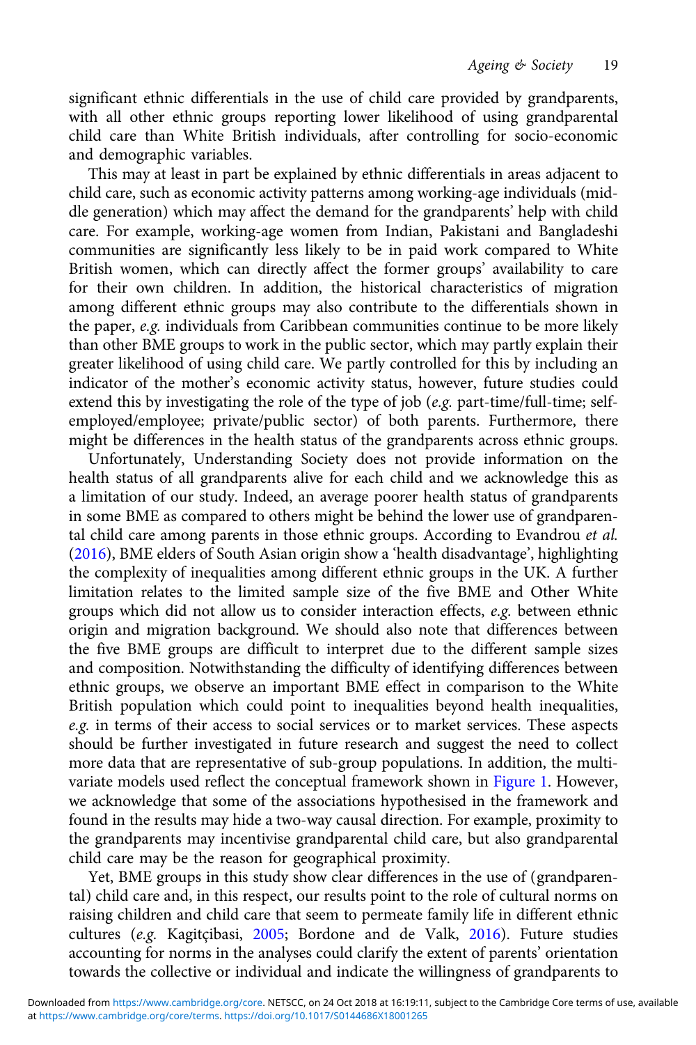significant ethnic differentials in the use of child care provided by grandparents, with all other ethnic groups reporting lower likelihood of using grandparental child care than White British individuals, after controlling for socio-economic and demographic variables.

This may at least in part be explained by ethnic differentials in areas adjacent to child care, such as economic activity patterns among working-age individuals (middle generation) which may affect the demand for the grandparents' help with child care. For example, working-age women from Indian, Pakistani and Bangladeshi communities are significantly less likely to be in paid work compared to White British women, which can directly affect the former groups' availability to care for their own children. In addition, the historical characteristics of migration among different ethnic groups may also contribute to the differentials shown in the paper, *e.g.* individuals from Caribbean communities continue to be more likely than other BME groups to work in the public sector, which may partly explain their greater likelihood of using child care. We partly controlled for this by including an indicator of the mother's economic activity status, however, future studies could extend this by investigating the role of the type of job (*e.g.* part-time/full-time; self-employed/employee; private/public sector) of both parents. Furthermore, there might be differences in the health status of the grandparents across ethnic groups.

Unfortunately, Understanding Society does not provide information on the health status of all grandparents alive for each child and we acknowledge this as a limitation of our study. Indeed, an average poorer health status of grandparents in some BME as compared to others might be behind the lower use of grandparental child care among parents in those ethnic groups. According to Evandrou *et al.* (2016), BME elders of South Asian origin show a 'health disadvantage', highlighting the complexity of inequalities among different ethnic groups in the UK. A further limitation relates to the limited sample size of the five BME and Other White groups which did not allow us to consider interaction effects, *e.g.* between ethnic origin and migration background. We should also note that differences between the five BME groups are difficult to interpret due to the different sample sizes and composition. Notwithstanding the difficulty of identifying differences between ethnic groups, we observe an important BME effect in comparison to the White British population which could point to inequalities beyond health inequalities, *e.g.* in terms of their access to social services or to market services. These aspects should be further investigated in future research and suggest the need to collect more data that are representative of sub-group populations. In addition, the multivariate models used reflect the conceptual framework shown in Figure 1. However, we acknowledge that some of the associations hypothesised in the framework and found in the results may hide a two-way causal direction. For example, proximity to the grandparents may incentivise grandparental child care, but also grandparental child care may be the reason for geographical proximity.

Yet, BME groups in this study show clear differences in the use of (grandparental) child care and, in this respect, our results point to the role of cultural norms on raising children and child care that seem to permeate family life in different ethnic cultures (*e.g.* Kagitçibasi, 2005; Bordone and de Valk, 2016). Future studies accounting for norms in the analyses could clarify the extent of parents' orientation towards the collective or individual and indicate the willingness of grandparents to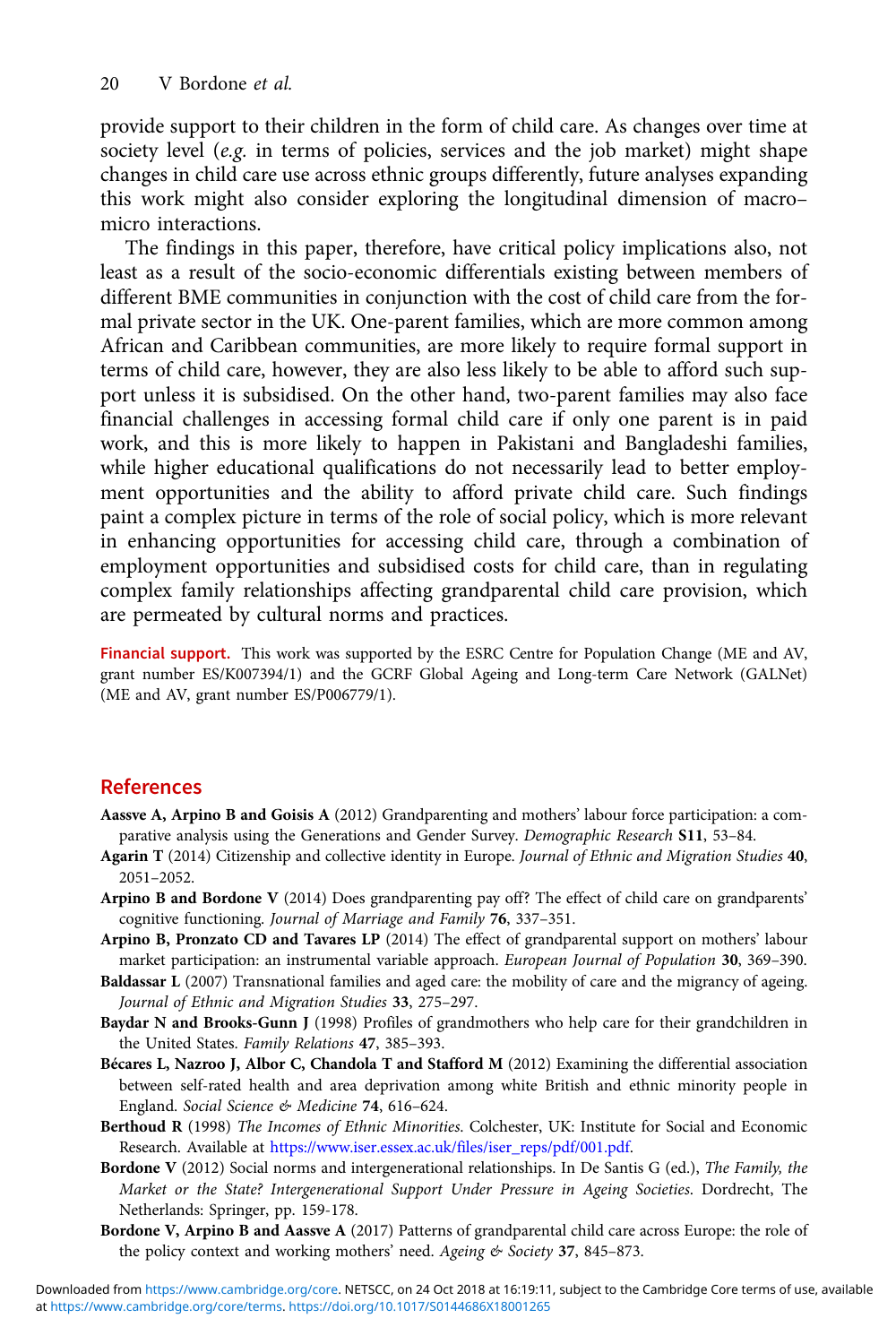provide support to their children in the form of child care. As changes over time at society level (*e.g.* in terms of policies, services and the job market) might shape changes in child care use across ethnic groups differently, future analyses expanding this work might also consider exploring the longitudinal dimension of macro–micro interactions.

The findings in this paper, therefore, have critical policy implications also, not least as a result of the socio-economic differentials existing between members of different BME communities in conjunction with the cost of child care from the formal private sector in the UK. One-parent families, which are more common among African and Caribbean communities, are more likely to require formal support in terms of child care, however, they are also less likely to be able to afford such support unless it is subsidised. On the other hand, two-parent families may also face financial challenges in accessing formal child care if only one parent is in paid work, and this is more likely to happen in Pakistani and Bangladeshi families, while higher educational qualifications do not necessarily lead to better employment opportunities and the ability to afford private child care. Such findings paint a complex picture in terms of the role of social policy, which is more relevant in enhancing opportunities for accessing child care, through a combination of employment opportunities and subsidised costs for child care, than in regulating complex family relationships affecting grandparental child care provision, which are permeated by cultural norms and practices.

**Financial support.** This work was supported by the ESRC Centre for Population Change (ME and AV, grant number ES/K007394/1) and the GCRF Global Ageing and Long-term Care Network (GALNet) (ME and AV, grant number ES/P006779/1).

## References

**Aassve A, Arpino B and Goisis A** (2012) Grandparenting and mothers' labour force participation: a comparative analysis using the Generations and Gender Survey. *Demographic Research* **S11**, 53–84.

**Agarin T** (2014) Citizenship and collective identity in Europe. *Journal of Ethnic and Migration Studies* **40**, 2051–2052.

**Arpino B and Bordone V** (2014) Does grandparenting pay off? The effect of child care on grandparents' cognitive functioning. *Journal of Marriage and Family* **76**, 337–351.

**Arpino B, Pronzato CD and Tavares LP** (2014) The effect of grandparental support on mothers' labour market participation: an instrumental variable approach. *European Journal of Population* **30**, 369–390.

**Baldassar L** (2007) Transnational families and aged care: the mobility of care and the migrancy of ageing. *Journal of Ethnic and Migration Studies* **33**, 275–297.

**Baydar N and Brooks-Gunn J** (1998) Profiles of grandmothers who help care for their grandchildren in the United States. *Family Relations* **47**, 385–393.

**Bécares L, Nazroo J, Albor C, Chandola T and Stafford M** (2012) Examining the differential association between self-rated health and area deprivation among white British and ethnic minority people in England. *Social Science & Medicine* **74**, 616–624.

**Berthoud R** (1998) *The Incomes of Ethnic Minorities*. Colchester, UK: Institute for Social and Economic Research. Available at https://www.iser.essex.ac.uk/files/iser_reps/pdf/001.pdf.

**Bordone V** (2012) Social norms and intergenerational relationships. In De Santis G (ed.), *The Family, the Market or the State? Intergenerational Support Under Pressure in Ageing Societies*. Dordrecht, The Netherlands: Springer, pp. 159-178.

**Bordone V, Arpino B and Aassve A** (2017) Patterns of grandparental child care across Europe: the role of the policy context and working mothers' need. *Ageing & Society* **37**, 845–873.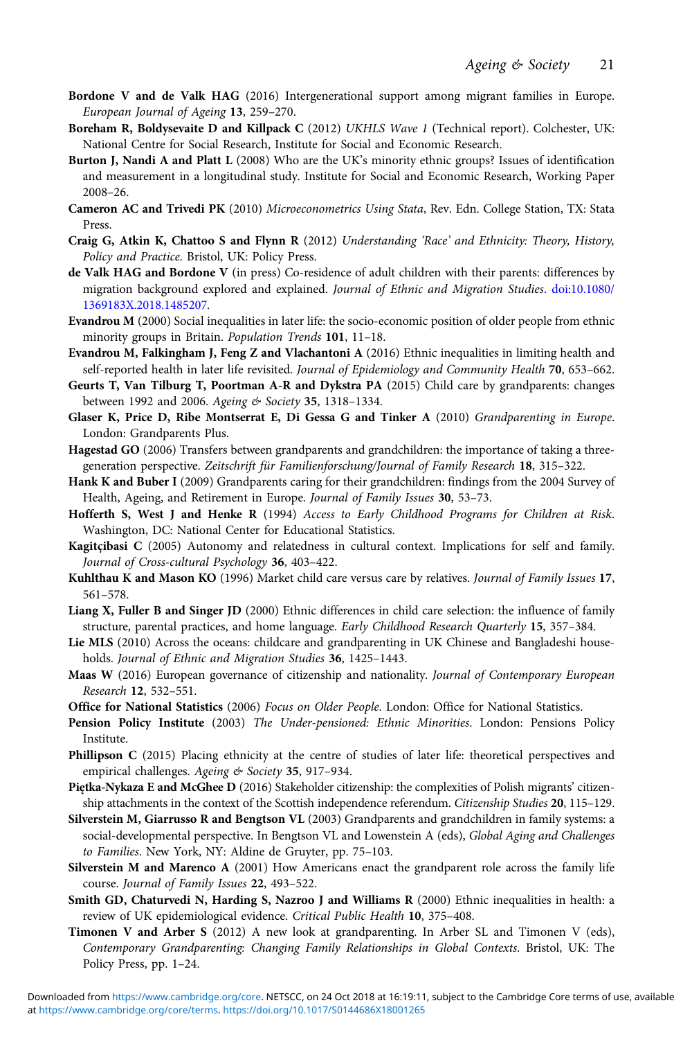**Bordone V and de Valk HAG** (2016) Intergenerational support among migrant families in Europe. *European Journal of Ageing* **13**, 259–270.

**Boreham R, Boldysevaite D and Killpack C** (2012) *UKHLS Wave 1* (Technical report). Colchester, UK: National Centre for Social Research, Institute for Social and Economic Research.

**Burton J, Nandi A and Platt L** (2008) Who are the UK's minority ethnic groups? Issues of identification and measurement in a longitudinal study. Institute for Social and Economic Research, Working Paper 2008–26.

**Cameron AC and Trivedi PK** (2010) *Microeconometrics Using Stata*, Rev. Edn. College Station, TX: Stata Press.

**Craig G, Atkin K, Chattoo S and Flynn R** (2012) *Understanding 'Race' and Ethnicity: Theory, History, Policy and Practice*. Bristol, UK: Policy Press.

**de Valk HAG and Bordone V** (in press) Co-residence of adult children with their parents: differences by migration background explored and explained. *Journal of Ethnic and Migration Studies*. doi:10.1080/1369183X.2018.1485207.

**Evandrou M** (2000) Social inequalities in later life: the socio-economic position of older people from ethnic minority groups in Britain. *Population Trends* **101**, 11–18.

**Evandrou M, Falkingham J, Feng Z and Vlachantoni A** (2016) Ethnic inequalities in limiting health and self-reported health in later life revisited. *Journal of Epidemiology and Community Health* **70**, 653–662.

**Geurts T, Van Tilburg T, Poortman A-R and Dykstra PA** (2015) Child care by grandparents: changes between 1992 and 2006. *Ageing & Society* **35**, 1318–1334.

**Glaser K, Price D, Ribe Montserrat E, Di Gessa G and Tinker A** (2010) *Grandparenting in Europe*. London: Grandparents Plus.

**Hagestad GO** (2006) Transfers between grandparents and grandchildren: the importance of taking a three-generation perspective. *Zeitschrift für Familienforschung/Journal of Family Research* **18**, 315–322.

**Hank K and Buber I** (2009) Grandparents caring for their grandchildren: findings from the 2004 Survey of Health, Ageing, and Retirement in Europe. *Journal of Family Issues* **30**, 53–73.

**Hofferth S, West J and Henke R** (1994) *Access to Early Childhood Programs for Children at Risk*. Washington, DC: National Center for Educational Statistics.

**Kagitçibasi C** (2005) Autonomy and relatedness in cultural context. Implications for self and family. *Journal of Cross-cultural Psychology* **36**, 403–422.

**Kuhlthau K and Mason KO** (1996) Market child care versus care by relatives. *Journal of Family Issues* **17**, 561–578.

**Liang X, Fuller B and Singer JD** (2000) Ethnic differences in child care selection: the influence of family structure, parental practices, and home language. *Early Childhood Research Quarterly* **15**, 357–384.

**Lie MLS** (2010) Across the oceans: childcare and grandparenting in UK Chinese and Bangladeshi households. *Journal of Ethnic and Migration Studies* **36**, 1425–1443.

**Maas W** (2016) European governance of citizenship and nationality. *Journal of Contemporary European Research* **12**, 532–551.

**Office for National Statistics** (2006) *Focus on Older People*. London: Office for National Statistics.

**Pension Policy Institute** (2003) *The Under-pensioned: Ethnic Minorities*. London: Pensions Policy Institute.

**Phillipson C** (2015) Placing ethnicity at the centre of studies of later life: theoretical perspectives and empirical challenges. *Ageing & Society* **35**, 917–934.

**Piętka-Nykaza E and McGhee D** (2016) Stakeholder citizenship: the complexities of Polish migrants' citizenship attachments in the context of the Scottish independence referendum. *Citizenship Studies* **20**, 115–129.

**Silverstein M, Giarrusso R and Bengtson VL** (2003) Grandparents and grandchildren in family systems: a social-developmental perspective. In Bengtson VL and Lowenstein A (eds), *Global Aging and Challenges to Families*. New York, NY: Aldine de Gruyter, pp. 75–103.

**Silverstein M and Marenco A** (2001) How Americans enact the grandparent role across the family life course. *Journal of Family Issues* **22**, 493–522.

**Smith GD, Chaturvedi N, Harding S, Nazroo J and Williams R** (2000) Ethnic inequalities in health: a review of UK epidemiological evidence. *Critical Public Health* **10**, 375–408.

**Timonen V and Arber S** (2012) A new look at grandparenting. In Arber SL and Timonen V (eds), *Contemporary Grandparenting: Changing Family Relationships in Global Contexts*. Bristol, UK: The Policy Press, pp. 1–24.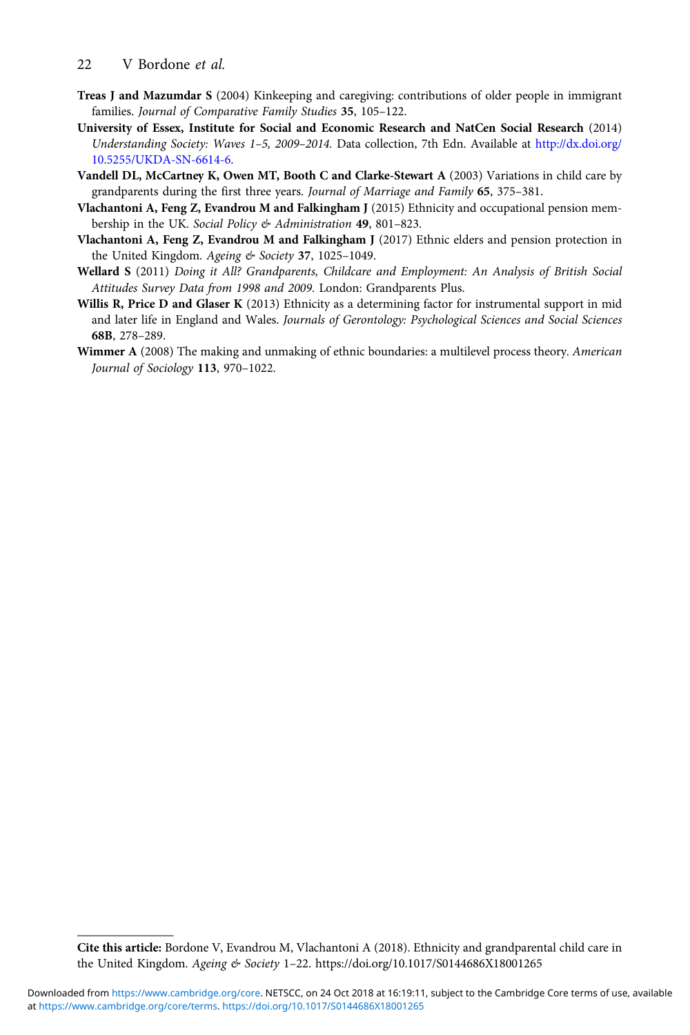**Treas J and Mazumdar S** (2004) Kinkeeping and caregiving: contributions of older people in immigrant families. *Journal of Comparative Family Studies* **35**, 105–122.

**University of Essex, Institute for Social and Economic Research and NatCen Social Research** (2014) *Understanding Society: Waves 1–5, 2009–2014.* Data collection, 7th Edn. Available at http://dx.doi.org/10.5255/UKDA-SN-6614-6.

**Vandell DL, McCartney K, Owen MT, Booth C and Clarke-Stewart A** (2003) Variations in child care by grandparents during the first three years. *Journal of Marriage and Family* **65**, 375–381.

**Vlachantoni A, Feng Z, Evandrou M and Falkingham J** (2015) Ethnicity and occupational pension membership in the UK. *Social Policy & Administration* **49**, 801–823.

**Vlachantoni A, Feng Z, Evandrou M and Falkingham J** (2017) Ethnic elders and pension protection in the United Kingdom. *Ageing & Society* **37**, 1025–1049.

**Wellard S** (2011) *Doing it All? Grandparents, Childcare and Employment: An Analysis of British Social Attitudes Survey Data from 1998 and 2009.* London: Grandparents Plus.

**Willis R, Price D and Glaser K** (2013) Ethnicity as a determining factor for instrumental support in mid and later life in England and Wales. *Journals of Gerontology: Psychological Sciences and Social Sciences* **68B**, 278–289.

**Wimmer A** (2008) The making and unmaking of ethnic boundaries: a multilevel process theory. *American Journal of Sociology* **113**, 970–1022.

---

**Cite this article:** Bordone V, Evandrou M, Vlachantoni A (2018). Ethnicity and grandparental child care in the United Kingdom. *Ageing & Society* 1–22. https://doi.org/10.1017/S0144686X18001265